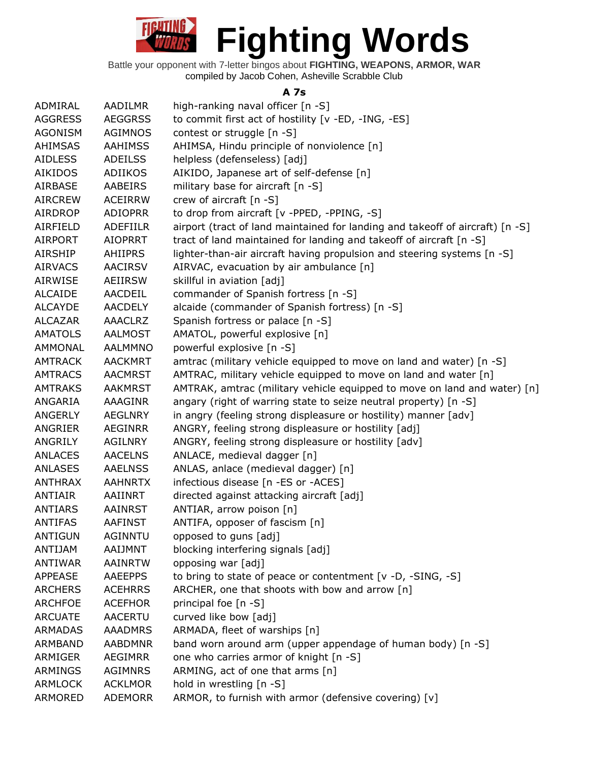# Fighting Words

Battle your opponent with 7-letter bingos about **FIGHTING, WEAPONS, ARMOR, WAR**
compiled by Jacob Cohen, Asheville Scrabble Club

### A 7s

| | | |
|---|---|---|
| ADMIRAL | AADILMR | high-ranking naval officer [n -S] |
| AGGRESS | AEGGRSS | to commit first act of hostility [v -ED, -ING, -ES] |
| AGONISM | AGIMNOS | contest or struggle [n -S] |
| AHIMSAS | AAHIMSS | AHIMSA, Hindu principle of nonviolence [n] |
| AIDLESS | ADEILSS | helpless (defenseless) [adj] |
| AIKIDOS | ADIIKOS | AIKIDO, Japanese art of self-defense [n] |
| AIRBASE | AABEIRS | military base for aircraft [n -S] |
| AIRCREW | ACEIRRW | crew of aircraft [n -S] |
| AIRDROP | ADIOPRR | to drop from aircraft [v -PPED, -PPING, -S] |
| AIRFIELD | ADEFIILR | airport (tract of land maintained for landing and takeoff of aircraft) [n -S] |
| AIRPORT | AIOPRRT | tract of land maintained for landing and takeoff of aircraft [n -S] |
| AIRSHIP | AHIIPRS | lighter-than-air aircraft having propulsion and steering systems [n -S] |
| AIRVACS | AACIRSV | AIRVAC, evacuation by air ambulance [n] |
| AIRWISE | AEIIRSW | skillful in aviation [adj] |
| ALCAIDE | AACDEIL | commander of Spanish fortress [n -S] |
| ALCAYDE | AACDELY | alcaide (commander of Spanish fortress) [n -S] |
| ALCAZAR | AAACLRZ | Spanish fortress or palace [n -S] |
| AMATOLS | AALMOST | AMATOL, powerful explosive [n] |
| AMMONAL | AALMMNO | powerful explosive [n -S] |
| AMTRACK | AACKMRT | amtrac (military vehicle equipped to move on land and water) [n -S] |
| AMTRACS | AACMRST | AMTRAC, military vehicle equipped to move on land and water [n] |
| AMTRAKS | AAKMRST | AMTRAK, amtrac (military vehicle equipped to move on land and water) [n] |
| ANGARIA | AAAGINR | angary (right of warring state to seize neutral property) [n -S] |
| ANGERLY | AEGLNRY | in angry (feeling strong displeasure or hostility) manner [adv] |
| ANGRIER | AEGINRR | ANGRY, feeling strong displeasure or hostility [adj] |
| ANGRILY | AGILNRY | ANGRY, feeling strong displeasure or hostility [adv] |
| ANLACES | AACELNS | ANLACE, medieval dagger [n] |
| ANLASES | AAELNSS | ANLAS, anlace (medieval dagger) [n] |
| ANTHRAX | AAHNRTX | infectious disease [n -ES or -ACES] |
| ANTIAIR | AAIINRT | directed against attacking aircraft [adj] |
| ANTIARS | AAINRST | ANTIAR, arrow poison [n] |
| ANTIFAS | AAFINST | ANTIFA, opposer of fascism [n] |
| ANTIGUN | AGINNTU | opposed to guns [adj] |
| ANTIJAM | AAIJMNT | blocking interfering signals [adj] |
| ANTIWAR | AAINRTW | opposing war [adj] |
| APPEASE | AAEEPPS | to bring to state of peace or contentment [v -D, -SING, -S] |
| ARCHERS | ACEHRRS | ARCHER, one that shoots with bow and arrow [n] |
| ARCHFOE | ACEFHOR | principal foe [n -S] |
| ARCUATE | AACERTU | curved like bow [adj] |
| ARMADAS | AAADMRS | ARMADA, fleet of warships [n] |
| ARMBAND | AABDMNR | band worn around arm (upper appendage of human body) [n -S] |
| ARMIGER | AEGIMRR | one who carries armor of knight [n -S] |
| ARMINGS | AGIMNRS | ARMING, act of one that arms [n] |
| ARMLOCK | ACKLMOR | hold in wrestling [n -S] |
| ARMORED | ADEMORR | ARMOR, to furnish with armor (defensive covering) [v] |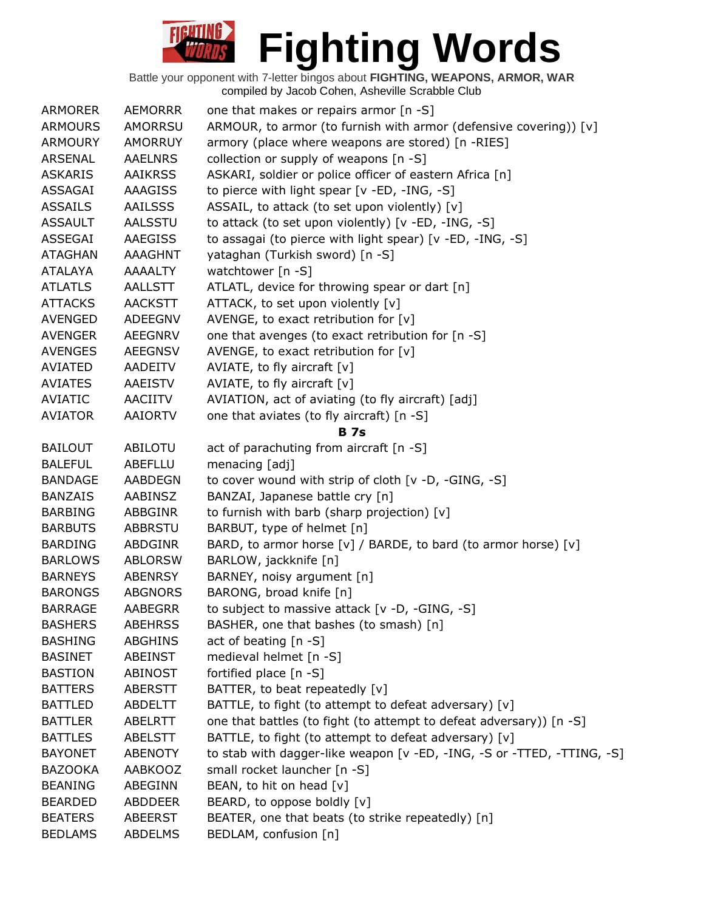# Fighting Words

Battle your opponent with 7-letter bingos about **FIGHTING, WEAPONS, ARMOR, WAR**
compiled by Jacob Cohen, Asheville Scrabble Club

| | | |
|---|---|---|
| ARMORER | AEMORRR | one that makes or repairs armor [n -S] |
| ARMOURS | AMORRSU | ARMOUR, to armor (to furnish with armor (defensive covering)) [v] |
| ARMOURY | AMORRUY | armory (place where weapons are stored) [n -RIES] |
| ARSENAL | AAELNRS | collection or supply of weapons [n -S] |
| ASKARIS | AAIKRSS | ASKARI, soldier or police officer of eastern Africa [n] |
| ASSAGAI | AAAGISS | to pierce with light spear [v -ED, -ING, -S] |
| ASSAILS | AAILSSS | ASSAIL, to attack (to set upon violently) [v] |
| ASSAULT | AALSSTU | to attack (to set upon violently) [v -ED, -ING, -S] |
| ASSEGAI | AAEGISS | to assagai (to pierce with light spear) [v -ED, -ING, -S] |
| ATAGHAN | AAAGHNT | yataghan (Turkish sword) [n -S] |
| ATALAYA | AAAALTY | watchtower [n -S] |
| ATLATLS | AALLSTT | ATLATL, device for throwing spear or dart [n] |
| ATTACKS | AACKSTT | ATTACK, to set upon violently [v] |
| AVENGED | ADEEGNV | AVENGE, to exact retribution for [v] |
| AVENGER | AEEGNRV | one that avenges (to exact retribution for [n -S] |
| AVENGES | AEEGNSV | AVENGE, to exact retribution for [v] |
| AVIATED | AADEITV | AVIATE, to fly aircraft [v] |
| AVIATES | AAEISTV | AVIATE, to fly aircraft [v] |
| AVIATIC | AACIITV | AVIATION, act of aviating (to fly aircraft) [adj] |
| AVIATOR | AAIORTV | one that aviates (to fly aircraft) [n -S] |
| | | **B 7s** |
| BAILOUT | ABILOTU | act of parachuting from aircraft [n -S] |
| BALEFUL | ABEFLLU | menacing [adj] |
| BANDAGE | AABDEGN | to cover wound with strip of cloth [v -D, -GING, -S] |
| BANZAIS | AABINSZ | BANZAI, Japanese battle cry [n] |
| BARBING | ABBGINR | to furnish with barb (sharp projection) [v] |
| BARBUTS | ABBRSTU | BARBUT, type of helmet [n] |
| BARDING | ABDGINR | BARD, to armor horse [v] / BARDE, to bard (to armor horse) [v] |
| BARLOWS | ABLORSW | BARLOW, jackknife [n] |
| BARNEYS | ABENRSY | BARNEY, noisy argument [n] |
| BARONGS | ABGNORS | BARONG, broad knife [n] |
| BARRAGE | AABEGRR | to subject to massive attack [v -D, -GING, -S] |
| BASHERS | ABEHRSS | BASHER, one that bashes (to smash) [n] |
| BASHING | ABGHINS | act of beating [n -S] |
| BASINET | ABEINST | medieval helmet [n -S] |
| BASTION | ABINOST | fortified place [n -S] |
| BATTERS | ABERSTT | BATTER, to beat repeatedly [v] |
| BATTLED | ABDELTT | BATTLE, to fight (to attempt to defeat adversary) [v] |
| BATTLER | ABELRTT | one that battles (to fight (to attempt to defeat adversary)) [n -S] |
| BATTLES | ABELSTT | BATTLE, to fight (to attempt to defeat adversary) [v] |
| BAYONET | ABENOTY | to stab with dagger-like weapon [v -ED, -ING, -S or -TTED, -TTING, -S] |
| BAZOOKA | AABKOOZ | small rocket launcher [n -S] |
| BEANING | ABEGINN | BEAN, to hit on head [v] |
| BEARDED | ABDDEER | BEARD, to oppose boldly [v] |
| BEATERS | ABEERST | BEATER, one that beats (to strike repeatedly) [n] |
| BEDLAMS | ABDELMS | BEDLAM, confusion [n] |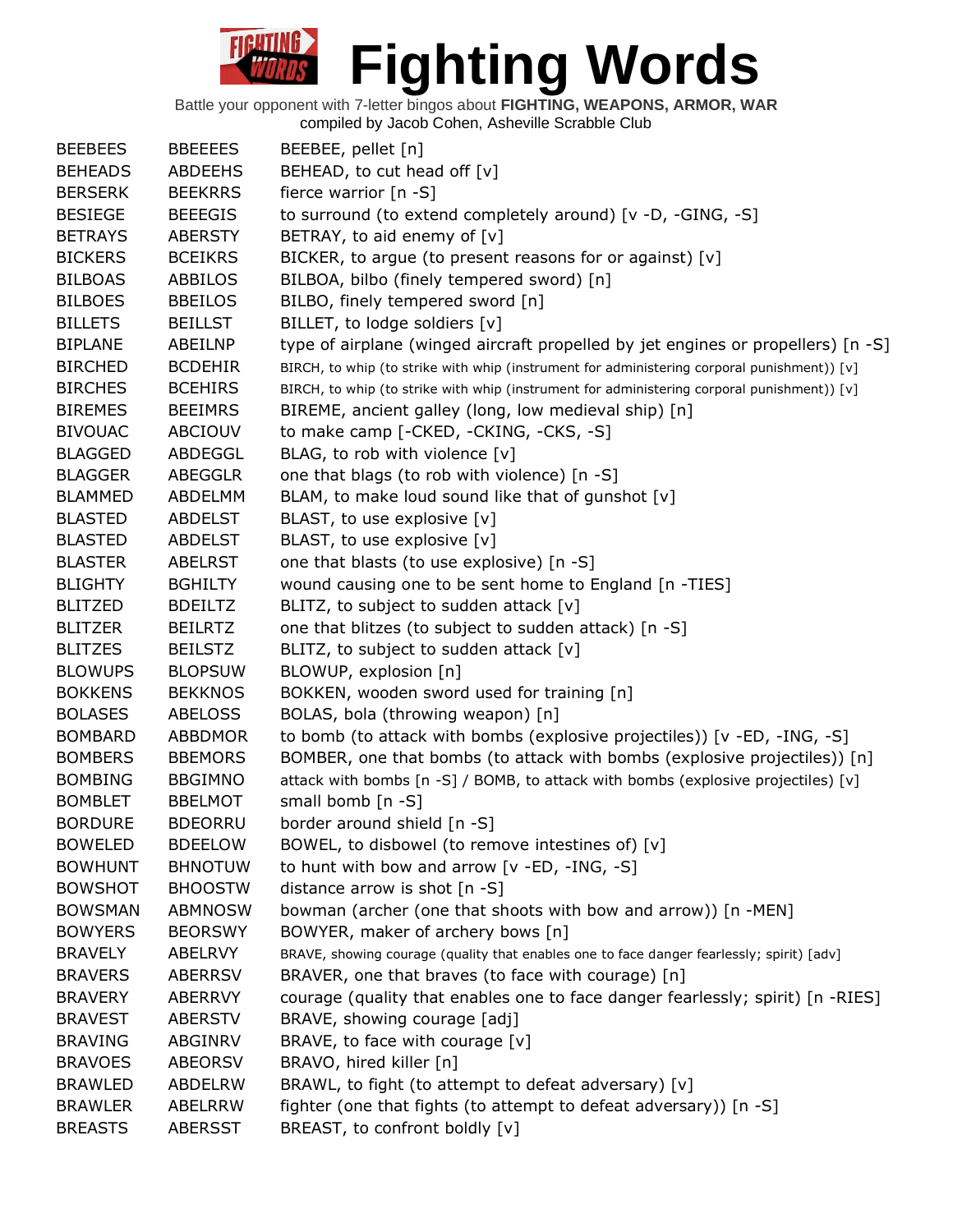# Fighting Words

Battle your opponent with 7-letter bingos about **FIGHTING, WEAPONS, ARMOR, WAR**
compiled by Jacob Cohen, Asheville Scrabble Club

| | | |
|---|---|---|
| BEEBEES | BBEEEES | BEEBEE, pellet [n] |
| BEHEADS | ABDEEHS | BEHEAD, to cut head off [v] |
| BERSERK | BEEKRRS | fierce warrior [n -S] |
| BESIEGE | BEEEGIS | to surround (to extend completely around) [v -D, -GING, -S] |
| BETRAYS | ABERSTY | BETRAY, to aid enemy of [v] |
| BICKERS | BCEIKRS | BICKER, to argue (to present reasons for or against) [v] |
| BILBOAS | ABBILOS | BILBOA, bilbo (finely tempered sword) [n] |
| BILBOES | BBEILOS | BILBO, finely tempered sword [n] |
| BILLETS | BEILLST | BILLET, to lodge soldiers [v] |
| BIPLANE | ABEILNP | type of airplane (winged aircraft propelled by jet engines or propellers) [n -S] |
| BIRCHED | BCDEHIR | BIRCH, to whip (to strike with whip (instrument for administering corporal punishment)) [v] |
| BIRCHES | BCEHIRS | BIRCH, to whip (to strike with whip (instrument for administering corporal punishment)) [v] |
| BIREMES | BEEIMRS | BIREME, ancient galley (long, low medieval ship) [n] |
| BIVOUAC | ABCIOUV | to make camp [-CKED, -CKING, -CKS, -S] |
| BLAGGED | ABDEGGL | BLAG, to rob with violence [v] |
| BLAGGER | ABEGGLR | one that blags (to rob with violence) [n -S] |
| BLAMMED | ABDELMM | BLAM, to make loud sound like that of gunshot [v] |
| BLASTED | ABDELST | BLAST, to use explosive [v] |
| BLASTED | ABDELST | BLAST, to use explosive [v] |
| BLASTER | ABELRST | one that blasts (to use explosive) [n -S] |
| BLIGHTY | BGHILTY | wound causing one to be sent home to England [n -TIES] |
| BLITZED | BDEILTZ | BLITZ, to subject to sudden attack [v] |
| BLITZER | BEILRTZ | one that blitzes (to subject to sudden attack) [n -S] |
| BLITZES | BEILSTZ | BLITZ, to subject to sudden attack [v] |
| BLOWUPS | BLOPSUW | BLOWUP, explosion [n] |
| BOKKENS | BEKKNOS | BOKKEN, wooden sword used for training [n] |
| BOLASES | ABELOSS | BOLAS, bola (throwing weapon) [n] |
| BOMBARD | ABBDMOR | to bomb (to attack with bombs (explosive projectiles)) [v -ED, -ING, -S] |
| BOMBERS | BBEMORS | BOMBER, one that bombs (to attack with bombs (explosive projectiles)) [n] |
| BOMBING | BBGIMNO | attack with bombs [n -S] / BOMB, to attack with bombs (explosive projectiles) [v] |
| BOMBLET | BBELMOT | small bomb [n -S] |
| BORDURE | BDEORRU | border around shield [n -S] |
| BOWELED | BDEELOW | BOWEL, to disbowel (to remove intestines of) [v] |
| BOWHUNT | BHNOTUW | to hunt with bow and arrow [v -ED, -ING, -S] |
| BOWSHOT | BHOOSTW | distance arrow is shot [n -S] |
| BOWSMAN | ABMNOSW | bowman (archer (one that shoots with bow and arrow)) [n -MEN] |
| BOWYERS | BEORSWY | BOWYER, maker of archery bows [n] |
| BRAVELY | ABELRVY | BRAVE, showing courage (quality that enables one to face danger fearlessly; spirit) [adv] |
| BRAVERS | ABERRSV | BRAVER, one that braves (to face with courage) [n] |
| BRAVERY | ABERRVY | courage (quality that enables one to face danger fearlessly; spirit) [n -RIES] |
| BRAVEST | ABERSTV | BRAVE, showing courage [adj] |
| BRAVING | ABGINRV | BRAVE, to face with courage [v] |
| BRAVOES | ABEORSV | BRAVO, hired killer [n] |
| BRAWLED | ABDELRW | BRAWL, to fight (to attempt to defeat adversary) [v] |
| BRAWLER | ABELRRW | fighter (one that fights (to attempt to defeat adversary)) [n -S] |
| BREASTS | ABERSST | BREAST, to confront boldly [v] |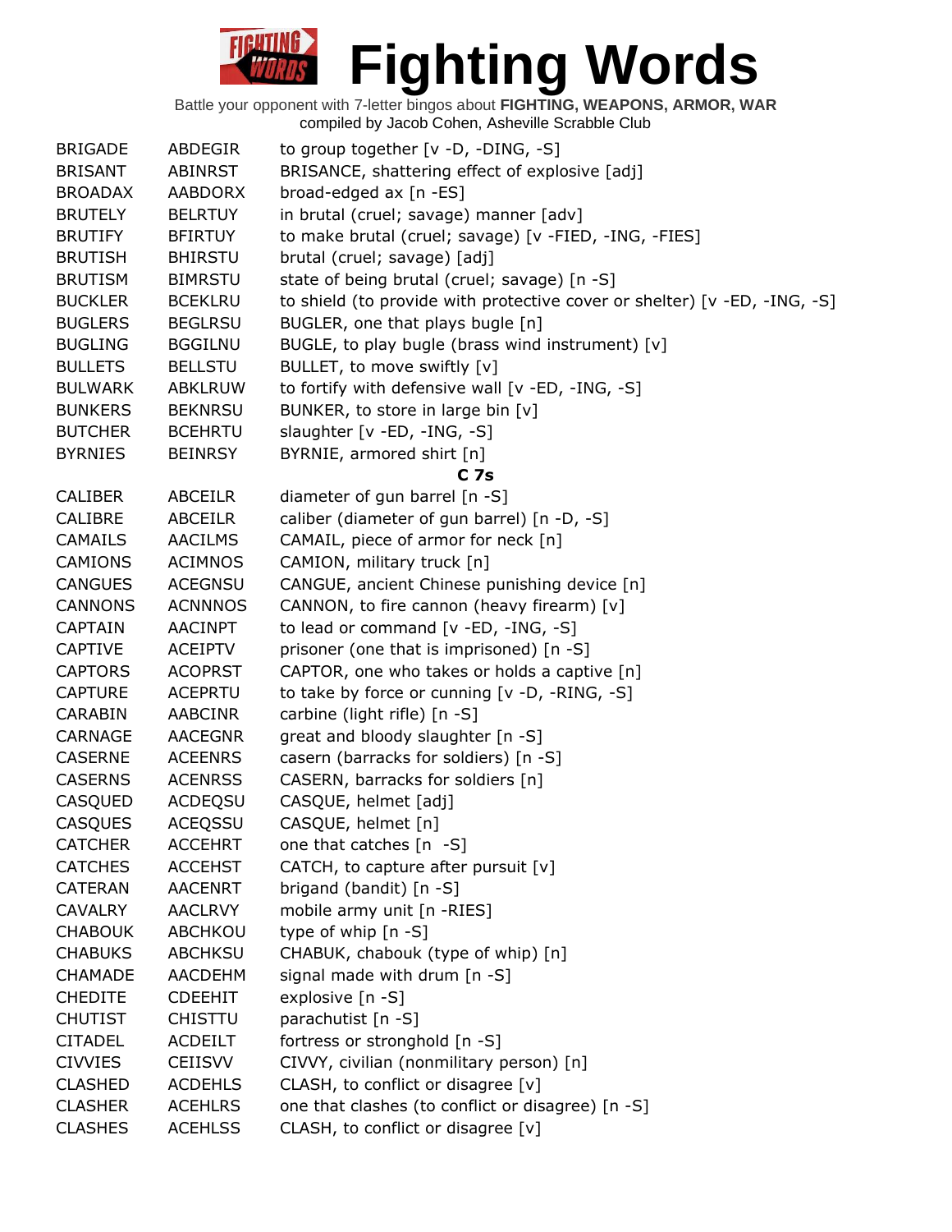# Fighting Words

Battle your opponent with 7-letter bingos about **FIGHTING, WEAPONS, ARMOR, WAR**
compiled by Jacob Cohen, Asheville Scrabble Club

| | | |
|---|---|---|
| BRIGADE | ABDEGIR | to group together [v -D, -DING, -S] |
| BRISANT | ABINRST | BRISANCE, shattering effect of explosive [adj] |
| BROADAX | AABDORX | broad-edged ax [n -ES] |
| BRUTELY | BELRTUY | in brutal (cruel; savage) manner [adv] |
| BRUTIFY | BFIRTUY | to make brutal (cruel; savage) [v -FIED, -ING, -FIES] |
| BRUTISH | BHIRSTU | brutal (cruel; savage) [adj] |
| BRUTISM | BIMRSTU | state of being brutal (cruel; savage) [n -S] |
| BUCKLER | BCEKLRU | to shield (to provide with protective cover or shelter) [v -ED, -ING, -S] |
| BUGLERS | BEGLRSU | BUGLER, one that plays bugle [n] |
| BUGLING | BGGILNU | BUGLE, to play bugle (brass wind instrument) [v] |
| BULLETS | BELLSTU | BULLET, to move swiftly [v] |
| BULWARK | ABKLRUW | to fortify with defensive wall [v -ED, -ING, -S] |
| BUNKERS | BEKNRSU | BUNKER, to store in large bin [v] |
| BUTCHER | BCEHRTU | slaughter [v -ED, -ING, -S] |
| BYRNIES | BEINRSY | BYRNIE, armored shirt [n] |
| | | **C 7s** |
| CALIBER | ABCEILR | diameter of gun barrel [n -S] |
| CALIBRE | ABCEILR | caliber (diameter of gun barrel) [n -D, -S] |
| CAMAILS | AACILMS | CAMAIL, piece of armor for neck [n] |
| CAMIONS | ACIMNOS | CAMION, military truck [n] |
| CANGUES | ACEGNSU | CANGUE, ancient Chinese punishing device [n] |
| CANNONS | ACNNNOS | CANNON, to fire cannon (heavy firearm) [v] |
| CAPTAIN | AACINPT | to lead or command [v -ED, -ING, -S] |
| CAPTIVE | ACEIPTV | prisoner (one that is imprisoned) [n -S] |
| CAPTORS | ACOPRST | CAPTOR, one who takes or holds a captive [n] |
| CAPTURE | ACEPRTU | to take by force or cunning [v -D, -RING, -S] |
| CARABIN | AABCINR | carbine (light rifle) [n -S] |
| CARNAGE | AACEGNR | great and bloody slaughter [n -S] |
| CASERNE | ACEENRS | casern (barracks for soldiers) [n -S] |
| CASERNS | ACENRSS | CASERN, barracks for soldiers [n] |
| CASQUED | ACDEQSU | CASQUE, helmet [adj] |
| CASQUES | ACEQSSU | CASQUE, helmet [n] |
| CATCHER | ACCEHRT | one that catches [n -S] |
| CATCHES | ACCEHST | CATCH, to capture after pursuit [v] |
| CATERAN | AACENRT | brigand (bandit) [n -S] |
| CAVALRY | AACLRVY | mobile army unit [n -RIES] |
| CHABOUK | ABCHKOU | type of whip [n -S] |
| CHABUKS | ABCHKSU | CHABUK, chabouk (type of whip) [n] |
| CHAMADE | AACDEHM | signal made with drum [n -S] |
| CHEDITE | CDEEHIT | explosive [n -S] |
| CHUTIST | CHISTTU | parachutist [n -S] |
| CITADEL | ACDEILT | fortress or stronghold [n -S] |
| CIVVIES | CEIISVV | CIVVY, civilian (nonmilitary person) [n] |
| CLASHED | ACDEHLS | CLASH, to conflict or disagree [v] |
| CLASHER | ACEHLRS | one that clashes (to conflict or disagree) [n -S] |
| CLASHES | ACEHLSS | CLASH, to conflict or disagree [v] |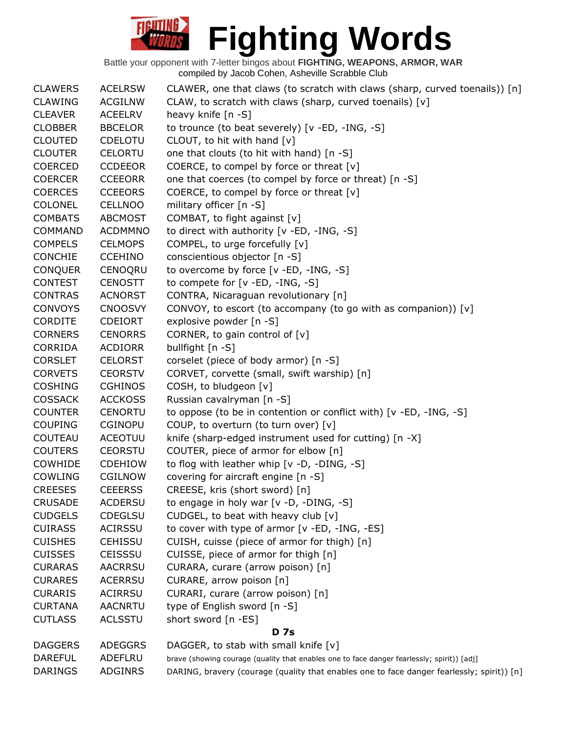# Fighting Words

Battle your opponent with 7-letter bingos about **FIGHTING, WEAPONS, ARMOR, WAR**
compiled by Jacob Cohen, Asheville Scrabble Club

| | | |
|---|---|---|
| CLAWERS | ACELRSW | CLAWER, one that claws (to scratch with claws (sharp, curved toenails)) [n] |
| CLAWING | ACGILNW | CLAW, to scratch with claws (sharp, curved toenails) [v] |
| CLEAVER | ACEELRV | heavy knife [n -S] |
| CLOBBER | BBCELOR | to trounce (to beat severely) [v -ED, -ING, -S] |
| CLOUTED | CDELOTU | CLOUT, to hit with hand [v] |
| CLOUTER | CELORTU | one that clouts (to hit with hand) [n -S] |
| COERCED | CCDEEOR | COERCE, to compel by force or threat [v] |
| COERCER | CCEEORR | one that coerces (to compel by force or threat) [n -S] |
| COERCES | CCEEORS | COERCE, to compel by force or threat [v] |
| COLONEL | CELLNOO | military officer [n -S] |
| COMBATS | ABCMOST | COMBAT, to fight against [v] |
| COMMAND | ACDMMNO | to direct with authority [v -ED, -ING, -S] |
| COMPELS | CELMOPS | COMPEL, to urge forcefully [v] |
| CONCHIE | CCEHINO | conscientious objector [n -S] |
| CONQUER | CENOQRU | to overcome by force [v -ED, -ING, -S] |
| CONTEST | CENOSTT | to compete for [v -ED, -ING, -S] |
| CONTRAS | ACNORST | CONTRA, Nicaraguan revolutionary [n] |
| CONVOYS | CNOOSVY | CONVOY, to escort (to accompany (to go with as companion)) [v] |
| CORDITE | CDEIORT | explosive powder [n -S] |
| CORNERS | CENORRS | CORNER, to gain control of [v] |
| CORRIDA | ACDIORR | bullfight [n -S] |
| CORSLET | CELORST | corselet (piece of body armor) [n -S] |
| CORVETS | CEORSTV | CORVET, corvette (small, swift warship) [n] |
| COSHING | CGHINOS | COSH, to bludgeon [v] |
| COSSACK | ACCKOSS | Russian cavalryman [n -S] |
| COUNTER | CENORTU | to oppose (to be in contention or conflict with) [v -ED, -ING, -S] |
| COUPING | CGINOPU | COUP, to overturn (to turn over) [v] |
| COUTEAU | ACEOTUU | knife (sharp-edged instrument used for cutting) [n -X] |
| COUTERS | CEORSTU | COUTER, piece of armor for elbow [n] |
| COWHIDE | CDEHIOW | to flog with leather whip [v -D, -DING, -S] |
| COWLING | CGILNOW | covering for aircraft engine [n -S] |
| CREESES | CEEERSS | CREESE, kris (short sword) [n] |
| CRUSADE | ACDERSU | to engage in holy war [v -D, -DING, -S] |
| CUDGELS | CDEGLSU | CUDGEL, to beat with heavy club [v] |
| CUIRASS | ACIRSSU | to cover with type of armor [v -ED, -ING, -ES] |
| CUISHES | CEHISSU | CUISH, cuisse (piece of armor for thigh) [n] |
| CUISSES | CEISSSU | CUISSE, piece of armor for thigh [n] |
| CURARAS | AACRRSU | CURARA, curare (arrow poison) [n] |
| CURARES | ACERRSU | CURARE, arrow poison [n] |
| CURARIS | ACIRRSU | CURARI, curare (arrow poison) [n] |
| CURTANA | AACNRTU | type of English sword [n -S] |
| CUTLASS | ACLSSTU | short sword [n -ES] |

**D 7s**

| | | |
|---|---|---|
| DAGGERS | ADEGGRS | DAGGER, to stab with small knife [v] |
| DAREFUL | ADEFLRU | brave (showing courage (quality that enables one to face danger fearlessly; spirit)) [adj] |
| DARINGS | ADGINRS | DARING, bravery (courage (quality that enables one to face danger fearlessly; spirit)) [n] |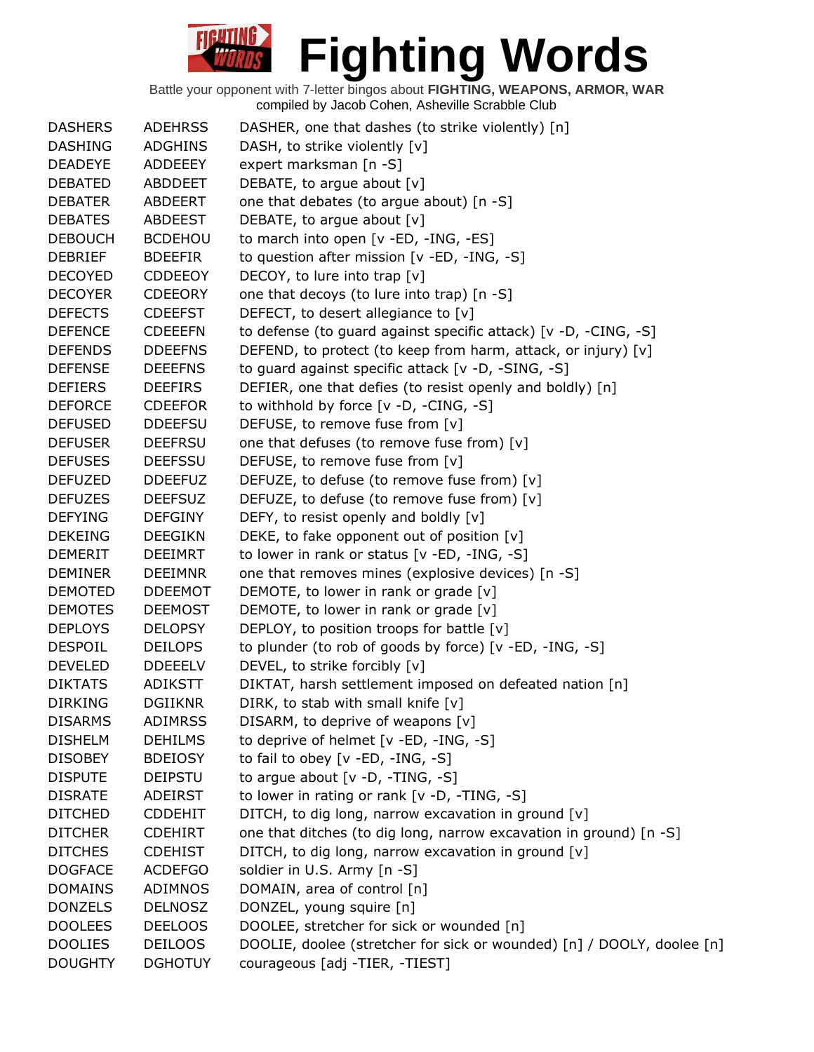# Fighting Words

Battle your opponent with 7-letter bingos about **FIGHTING, WEAPONS, ARMOR, WAR**
compiled by Jacob Cohen, Asheville Scrabble Club

| | | |
|---|---|---|
| DASHERS | ADEHRSS | DASHER, one that dashes (to strike violently) [n] |
| DASHING | ADGHINS | DASH, to strike violently [v] |
| DEADEYE | ADDEEEY | expert marksman [n -S] |
| DEBATED | ABDDEET | DEBATE, to argue about [v] |
| DEBATER | ABDEERT | one that debates (to argue about) [n -S] |
| DEBATES | ABDEEST | DEBATE, to argue about [v] |
| DEBOUCH | BCDEHOU | to march into open [v -ED, -ING, -ES] |
| DEBRIEF | BDEEFIR | to question after mission [v -ED, -ING, -S] |
| DECOYED | CDDEEOY | DECOY, to lure into trap [v] |
| DECOYER | CDEEORY | one that decoys (to lure into trap) [n -S] |
| DEFECTS | CDEEFST | DEFECT, to desert allegiance to [v] |
| DEFENCE | CDEEEFN | to defense (to guard against specific attack) [v -D, -CING, -S] |
| DEFENDS | DDEEFNS | DEFEND, to protect (to keep from harm, attack, or injury) [v] |
| DEFENSE | DEEEFNS | to guard against specific attack [v -D, -SING, -S] |
| DEFIERS | DEEFIRS | DEFIER, one that defies (to resist openly and boldly) [n] |
| DEFORCE | CDEEFOR | to withhold by force [v -D, -CING, -S] |
| DEFUSED | DDEEFSU | DEFUSE, to remove fuse from [v] |
| DEFUSER | DEEFRSU | one that defuses (to remove fuse from) [v] |
| DEFUSES | DEEFSSU | DEFUSE, to remove fuse from [v] |
| DEFUZED | DDEEFUZ | DEFUZE, to defuse (to remove fuse from) [v] |
| DEFUZES | DEEFSUZ | DEFUZE, to defuse (to remove fuse from) [v] |
| DEFYING | DEFGINY | DEFY, to resist openly and boldly [v] |
| DEKEING | DEEGIKN | DEKE, to fake opponent out of position [v] |
| DEMERIT | DEEIMRT | to lower in rank or status [v -ED, -ING, -S] |
| DEMINER | DEEIMNR | one that removes mines (explosive devices) [n -S] |
| DEMOTED | DDEEMOT | DEMOTE, to lower in rank or grade [v] |
| DEMOTES | DEEMOST | DEMOTE, to lower in rank or grade [v] |
| DEPLOYS | DELOPSY | DEPLOY, to position troops for battle [v] |
| DESPOIL | DEILOPS | to plunder (to rob of goods by force) [v -ED, -ING, -S] |
| DEVELED | DDEEELV | DEVEL, to strike forcibly [v] |
| DIKTATS | ADIKSTT | DIKTAT, harsh settlement imposed on defeated nation [n] |
| DIRKING | DGIIKNR | DIRK, to stab with small knife [v] |
| DISARMS | ADIMRSS | DISARM, to deprive of weapons [v] |
| DISHELM | DEHILMS | to deprive of helmet [v -ED, -ING, -S] |
| DISOBEY | BDEIOSY | to fail to obey [v -ED, -ING, -S] |
| DISPUTE | DEIPSTU | to argue about [v -D, -TING, -S] |
| DISRATE | ADEIRST | to lower in rating or rank [v -D, -TING, -S] |
| DITCHED | CDDEHIT | DITCH, to dig long, narrow excavation in ground [v] |
| DITCHER | CDEHIRT | one that ditches (to dig long, narrow excavation in ground) [n -S] |
| DITCHES | CDEHIST | DITCH, to dig long, narrow excavation in ground [v] |
| DOGFACE | ACDEFGO | soldier in U.S. Army [n -S] |
| DOMAINS | ADIMNOS | DOMAIN, area of control [n] |
| DONZELS | DELNOSZ | DONZEL, young squire [n] |
| DOOLEES | DEELOOS | DOOLEE, stretcher for sick or wounded [n] |
| DOOLIES | DEILOOS | DOOLIE, doolee (stretcher for sick or wounded) [n] / DOOLY, doolee [n] |
| DOUGHTY | DGHOTUY | courageous [adj -TIER, -TIEST] |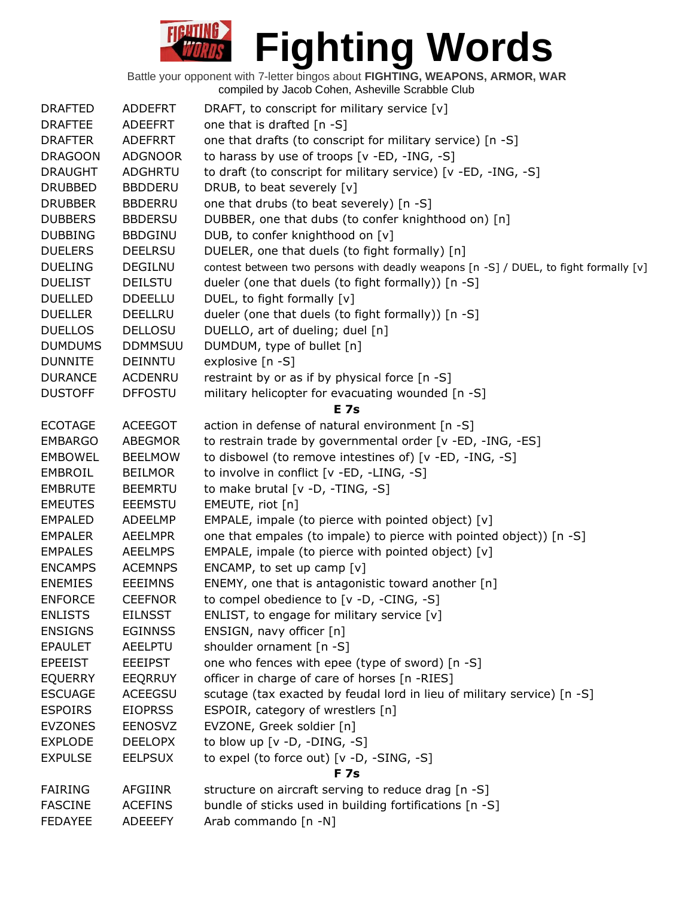# Fighting Words

Battle your opponent with 7-letter bingos about **FIGHTING, WEAPONS, ARMOR, WAR**
compiled by Jacob Cohen, Asheville Scrabble Club

| | | |
|---|---|---|
| DRAFTED | ADDEFRT | DRAFT, to conscript for military service [v] |
| DRAFTEE | ADEEFRT | one that is drafted [n -S] |
| DRAFTER | ADEFRRT | one that drafts (to conscript for military service) [n -S] |
| DRAGOON | ADGNOOR | to harass by use of troops [v -ED, -ING, -S] |
| DRAUGHT | ADGHRTU | to draft (to conscript for military service) [v -ED, -ING, -S] |
| DRUBBED | BBDDERU | DRUB, to beat severely [v] |
| DRUBBER | BBDERRU | one that drubs (to beat severely) [n -S] |
| DUBBERS | BBDERSU | DUBBER, one that dubs (to confer knighthood on) [n] |
| DUBBING | BBDGINU | DUB, to confer knighthood on [v] |
| DUELERS | DEELRSU | DUELER, one that duels (to fight formally) [n] |
| DUELING | DEGILNU | contest between two persons with deadly weapons [n -S] / DUEL, to fight formally [v] |
| DUELIST | DEILSTU | dueler (one that duels (to fight formally)) [n -S] |
| DUELLED | DDEELLU | DUEL, to fight formally [v] |
| DUELLER | DEELLRU | dueler (one that duels (to fight formally)) [n -S] |
| DUELLOS | DELLOSU | DUELLO, art of dueling; duel [n] |
| DUMDUMS | DDMMSUU | DUMDUM, type of bullet [n] |
| DUNNITE | DEINNTU | explosive [n -S] |
| DURANCE | ACDENRU | restraint by or as if by physical force [n -S] |
| DUSTOFF | DFFOSTU | military helicopter for evacuating wounded [n -S] |
| | | **E 7s** |
| ECOTAGE | ACEEGOT | action in defense of natural environment [n -S] |
| EMBARGO | ABEGMOR | to restrain trade by governmental order [v -ED, -ING, -ES] |
| EMBOWEL | BEELMOW | to disbowel (to remove intestines of) [v -ED, -ING, -S] |
| EMBROIL | BEILMOR | to involve in conflict [v -ED, -LING, -S] |
| EMBRUTE | BEEMRTU | to make brutal [v -D, -TING, -S] |
| EMEUTES | EEEMSTU | EMEUTE, riot [n] |
| EMPALED | ADEELMP | EMPALE, impale (to pierce with pointed object) [v] |
| EMPALER | AEELMPR | one that empales (to impale) to pierce with pointed object)) [n -S] |
| EMPALES | AEELMPS | EMPALE, impale (to pierce with pointed object) [v] |
| ENCAMPS | ACEMNPS | ENCAMP, to set up camp [v] |
| ENEMIES | EEEIMNS | ENEMY, one that is antagonistic toward another [n] |
| ENFORCE | CEEFNOR | to compel obedience to [v -D, -CING, -S] |
| ENLISTS | EILNSST | ENLIST, to engage for military service [v] |
| ENSIGNS | EGINNSS | ENSIGN, navy officer [n] |
| EPAULET | AEELPTU | shoulder ornament [n -S] |
| EPEEIST | EEEIPST | one who fences with epee (type of sword) [n -S] |
| EQUERRY | EEQRRUY | officer in charge of care of horses [n -RIES] |
| ESCUAGE | ACEEGSU | scutage (tax exacted by feudal lord in lieu of military service) [n -S] |
| ESPOIRS | EIOPRSS | ESPOIR, category of wrestlers [n] |
| EVZONES | EENOSVZ | EVZONE, Greek soldier [n] |
| EXPLODE | DEELOPX | to blow up [v -D, -DING, -S] |
| EXPULSE | EELPSUX | to expel (to force out) [v -D, -SING, -S] |
| | | **F 7s** |
| FAIRING | AFGIINR | structure on aircraft serving to reduce drag [n -S] |
| FASCINE | ACEFINS | bundle of sticks used in building fortifications [n -S] |
| FEDAYEE | ADEEEFY | Arab commando [n -N] |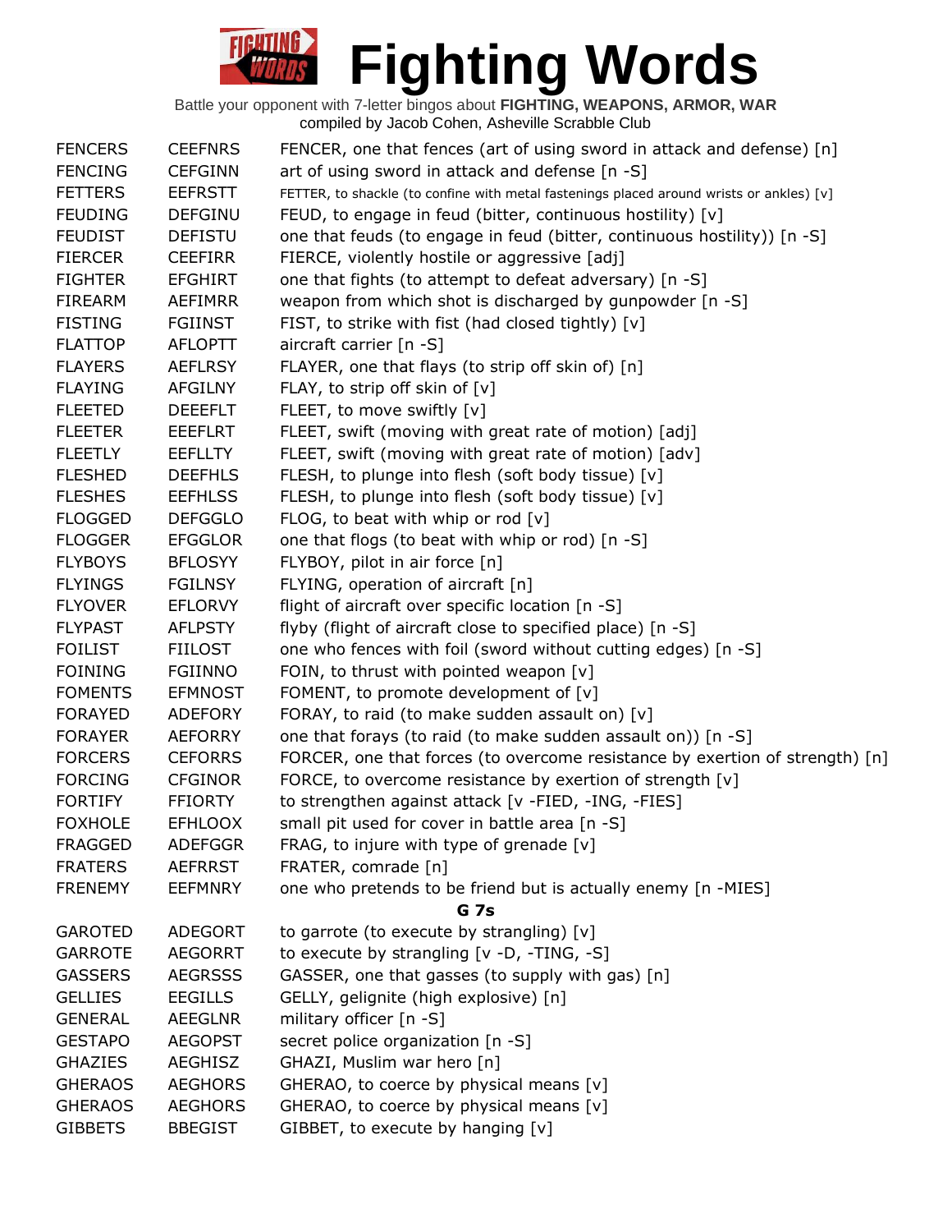# Fighting Words

Battle your opponent with 7-letter bingos about **FIGHTING, WEAPONS, ARMOR, WAR**
compiled by Jacob Cohen, Asheville Scrabble Club

| | | |
|---|---|---|
| FENCERS | CEEFNRS | FENCER, one that fences (art of using sword in attack and defense) [n] |
| FENCING | CEFGINN | art of using sword in attack and defense [n -S] |
| FETTERS | EEFRSTT | FETTER, to shackle (to confine with metal fastenings placed around wrists or ankles) [v] |
| FEUDING | DEFGINU | FEUD, to engage in feud (bitter, continuous hostility) [v] |
| FEUDIST | DEFISTU | one that feuds (to engage in feud (bitter, continuous hostility)) [n -S] |
| FIERCER | CEEFIRR | FIERCE, violently hostile or aggressive [adj] |
| FIGHTER | EFGHIRT | one that fights (to attempt to defeat adversary) [n -S] |
| FIREARM | AEFIMRR | weapon from which shot is discharged by gunpowder [n -S] |
| FISTING | FGIINST | FIST, to strike with fist (had closed tightly) [v] |
| FLATTOP | AFLOPTT | aircraft carrier [n -S] |
| FLAYERS | AEFLRSY | FLAYER, one that flays (to strip off skin of) [n] |
| FLAYING | AFGILNY | FLAY, to strip off skin of [v] |
| FLEETED | DEEEFLT | FLEET, to move swiftly [v] |
| FLEETER | EEEFLRT | FLEET, swift (moving with great rate of motion) [adj] |
| FLEETLY | EEFLLTY | FLEET, swift (moving with great rate of motion) [adv] |
| FLESHED | DEEFHLS | FLESH, to plunge into flesh (soft body tissue) [v] |
| FLESHES | EEFHLSS | FLESH, to plunge into flesh (soft body tissue) [v] |
| FLOGGED | DEFGGLO | FLOG, to beat with whip or rod [v] |
| FLOGGER | EFGGLOR | one that flogs (to beat with whip or rod) [n -S] |
| FLYBOYS | BFLOSYY | FLYBOY, pilot in air force [n] |
| FLYINGS | FGILNSY | FLYING, operation of aircraft [n] |
| FLYOVER | EFLORVY | flight of aircraft over specific location [n -S] |
| FLYPAST | AFLPSTY | flyby (flight of aircraft close to specified place) [n -S] |
| FOILIST | FIILOST | one who fences with foil (sword without cutting edges) [n -S] |
| FOINING | FGIINNO | FOIN, to thrust with pointed weapon [v] |
| FOMENTS | EFMNOST | FOMENT, to promote development of [v] |
| FORAYED | ADEFORY | FORAY, to raid (to make sudden assault on) [v] |
| FORAYER | AEFORRY | one that forays (to raid (to make sudden assault on)) [n -S] |
| FORCERS | CEFORRS | FORCER, one that forces (to overcome resistance by exertion of strength) [n] |
| FORCING | CFGINOR | FORCE, to overcome resistance by exertion of strength [v] |
| FORTIFY | FFIORTY | to strengthen against attack [v -FIED, -ING, -FIES] |
| FOXHOLE | EFHLOOX | small pit used for cover in battle area [n -S] |
| FRAGGED | ADEFGGR | FRAG, to injure with type of grenade [v] |
| FRATERS | AEFRRST | FRATER, comrade [n] |
| FRENEMY | EEFMNRY | one who pretends to be friend but is actually enemy [n -MIES] |

**G 7s**

| | | |
|---|---|---|
| GAROTED | ADEGORT | to garrote (to execute by strangling) [v] |
| GARROTE | AEGORRT | to execute by strangling [v -D, -TING, -S] |
| GASSERS | AEGRSSS | GASSER, one that gasses (to supply with gas) [n] |
| GELLIES | EEGILLS | GELLY, gelignite (high explosive) [n] |
| GENERAL | AEEGLNR | military officer [n -S] |
| GESTAPO | AEGOPST | secret police organization [n -S] |
| GHAZIES | AEGHISZ | GHAZI, Muslim war hero [n] |
| GHERAOS | AEGHORS | GHERAO, to coerce by physical means [v] |
| GHERAOS | AEGHORS | GHERAO, to coerce by physical means [v] |
| GIBBETS | BBEGIST | GIBBET, to execute by hanging [v] |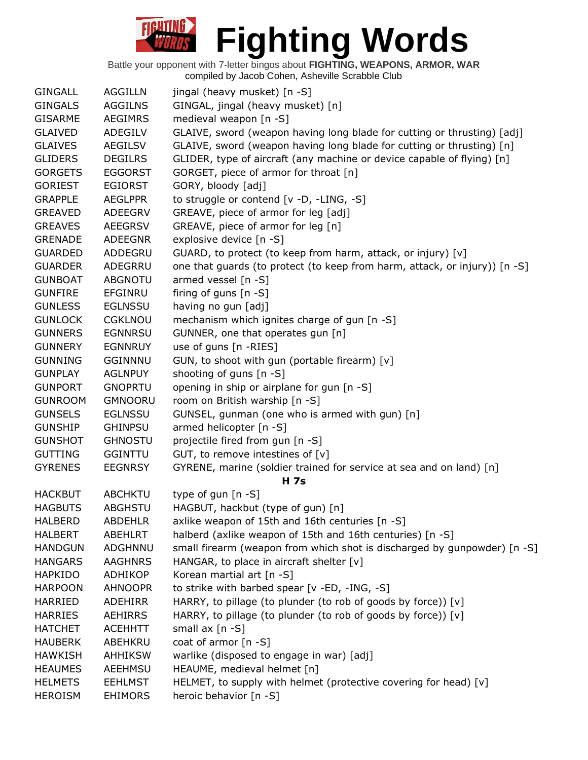# Fighting Words

Battle your opponent with 7-letter bingos about **FIGHTING, WEAPONS, ARMOR, WAR**
compiled by Jacob Cohen, Asheville Scrabble Club

| | | |
|---|---|---|
| GINGALL | AGGILLN | jingal (heavy musket) [n -S] |
| GINGALS | AGGILNS | GINGAL, jingal (heavy musket) [n] |
| GISARME | AEGIMRS | medieval weapon [n -S] |
| GLAIVED | ADEGILV | GLAIVE, sword (weapon having long blade for cutting or thrusting) [adj] |
| GLAIVES | AEGILSV | GLAIVE, sword (weapon having long blade for cutting or thrusting) [n] |
| GLIDERS | DEGILRS | GLIDER, type of aircraft (any machine or device capable of flying) [n] |
| GORGETS | EGGORST | GORGET, piece of armor for throat [n] |
| GORIEST | EGIORST | GORY, bloody [adj] |
| GRAPPLE | AEGLPPR | to struggle or contend [v -D, -LING, -S] |
| GREAVED | ADEEGRV | GREAVE, piece of armor for leg [adj] |
| GREAVES | AEEGRSV | GREAVE, piece of armor for leg [n] |
| GRENADE | ADEEGNR | explosive device [n -S] |
| GUARDED | ADDEGRU | GUARD, to protect (to keep from harm, attack, or injury) [v] |
| GUARDER | ADEGRRU | one that guards (to protect (to keep from harm, attack, or injury)) [n -S] |
| GUNBOAT | ABGNOTU | armed vessel [n -S] |
| GUNFIRE | EFGINRU | firing of guns [n -S] |
| GUNLESS | EGLNSSU | having no gun [adj] |
| GUNLOCK | CGKLNOU | mechanism which ignites charge of gun [n -S] |
| GUNNERS | EGNNRSU | GUNNER, one that operates gun [n] |
| GUNNERY | EGNNRUY | use of guns [n -RIES] |
| GUNNING | GGINNNU | GUN, to shoot with gun (portable firearm) [v] |
| GUNPLAY | AGLNPUY | shooting of guns [n -S] |
| GUNPORT | GNOPRTU | opening in ship or airplane for gun [n -S] |
| GUNROOM | GMNOORU | room on British warship [n -S] |
| GUNSELS | EGLNSSU | GUNSEL, gunman (one who is armed with gun) [n] |
| GUNSHIP | GHINPSU | armed helicopter [n -S] |
| GUNSHOT | GHNOSTU | projectile fired from gun [n -S] |
| GUTTING | GGINTTU | GUT, to remove intestines of [v] |
| GYRENES | EEGNRSY | GYRENE, marine (soldier trained for service at sea and on land) [n] |
| | | **H 7s** |
| HACKBUT | ABCHKTU | type of gun [n -S] |
| HAGBUTS | ABGHSTU | HAGBUT, hackbut (type of gun) [n] |
| HALBERD | ABDEHLR | axlike weapon of 15th and 16th centuries [n -S] |
| HALBERT | ABEHLRT | halberd (axlike weapon of 15th and 16th centuries) [n -S] |
| HANDGUN | ADGHNNU | small firearm (weapon from which shot is discharged by gunpowder) [n -S] |
| HANGARS | AAGHNRS | HANGAR, to place in aircraft shelter [v] |
| HAPKIDO | ADHIKOP | Korean martial art [n -S] |
| HARPOON | AHNOOPR | to strike with barbed spear [v -ED, -ING, -S] |
| HARRIED | ADEHIRR | HARRY, to pillage (to plunder (to rob of goods by force)) [v] |
| HARRIES | AEHIRRS | HARRY, to pillage (to plunder (to rob of goods by force)) [v] |
| HATCHET | ACEHHTT | small ax [n -S] |
| HAUBERK | ABEHKRU | coat of armor [n -S] |
| HAWKISH | AHHIKSW | warlike (disposed to engage in war) [adj] |
| HEAUMES | AEEHMSU | HEAUME, medieval helmet [n] |
| HELMETS | EEHLMST | HELMET, to supply with helmet (protective covering for head) [v] |
| HEROISM | EHIMORS | heroic behavior [n -S] |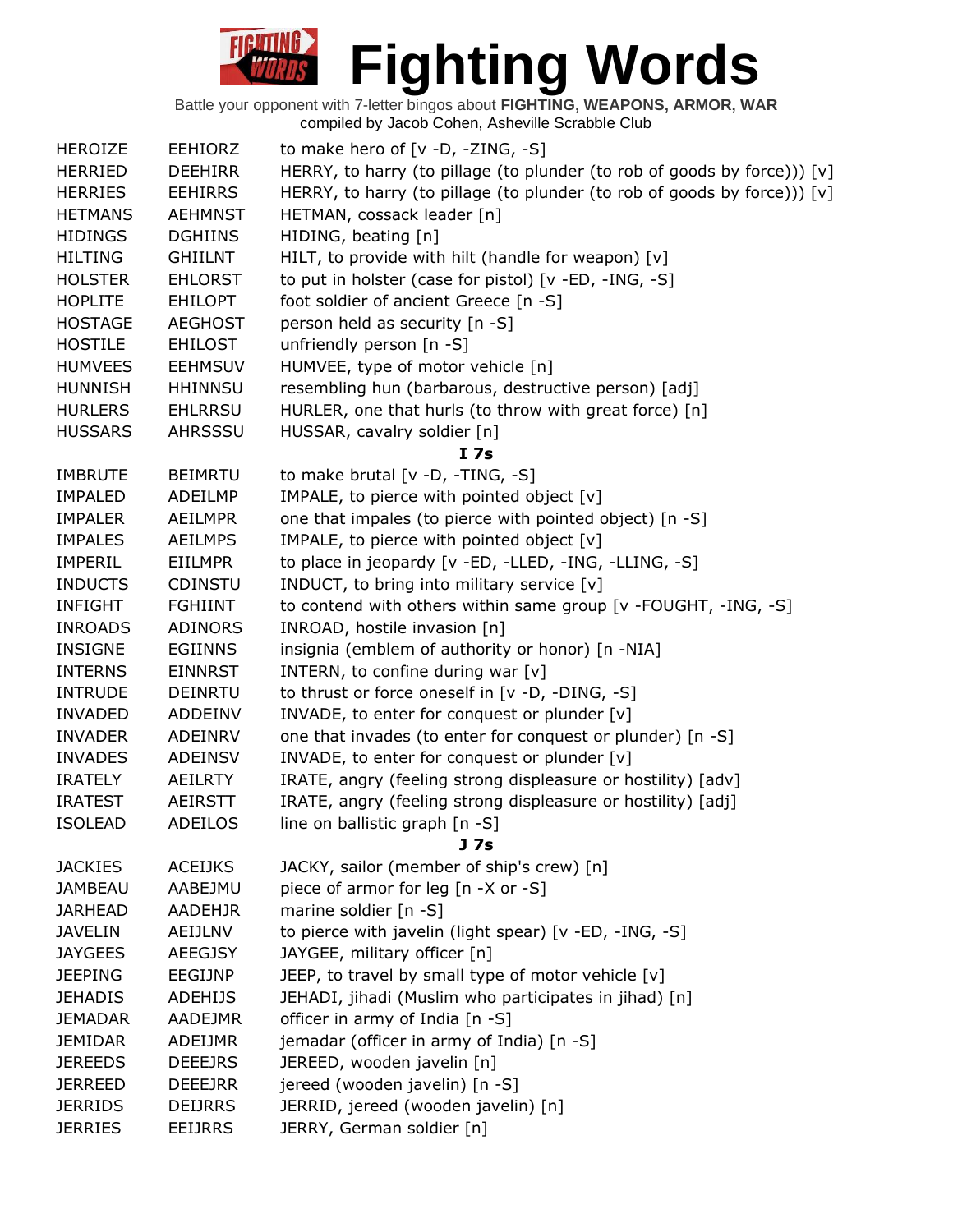# Fighting Words

Battle your opponent with 7-letter bingos about **FIGHTING, WEAPONS, ARMOR, WAR**
compiled by Jacob Cohen, Asheville Scrabble Club

| | | |
|---|---|---|
| HEROIZE | EEHIORZ | to make hero of [v -D, -ZING, -S] |
| HERRIED | DEEHIRR | HERRY, to harry (to pillage (to plunder (to rob of goods by force))) [v] |
| HERRIES | EEHIRRS | HERRY, to harry (to pillage (to plunder (to rob of goods by force))) [v] |
| HETMANS | AEHMNST | HETMAN, cossack leader [n] |
| HIDINGS | DGHIINS | HIDING, beating [n] |
| HILTING | GHIILNT | HILT, to provide with hilt (handle for weapon) [v] |
| HOLSTER | EHLORST | to put in holster (case for pistol) [v -ED, -ING, -S] |
| HOPLITE | EHILOPT | foot soldier of ancient Greece [n -S] |
| HOSTAGE | AEGHOST | person held as security [n -S] |
| HOSTILE | EHILOST | unfriendly person [n -S] |
| HUMVEES | EEHMSUV | HUMVEE, type of motor vehicle [n] |
| HUNNISH | HHINNSU | resembling hun (barbarous, destructive person) [adj] |
| HURLERS | EHLRRSU | HURLER, one that hurls (to throw with great force) [n] |
| HUSSARS | AHRSSSU | HUSSAR, cavalry soldier [n] |
| | | **I 7s** |
| IMBRUTE | BEIMRTU | to make brutal [v -D, -TING, -S] |
| IMPALED | ADEILMP | IMPALE, to pierce with pointed object [v] |
| IMPALER | AEILMPR | one that impales (to pierce with pointed object) [n -S] |
| IMPALES | AEILMPS | IMPALE, to pierce with pointed object [v] |
| IMPERIL | EIILMPR | to place in jeopardy [v -ED, -LLED, -ING, -LLING, -S] |
| INDUCTS | CDINSTU | INDUCT, to bring into military service [v] |
| INFIGHT | FGHIINT | to contend with others within same group [v -FOUGHT, -ING, -S] |
| INROADS | ADINORS | INROAD, hostile invasion [n] |
| INSIGNE | EGIINNS | insignia (emblem of authority or honor) [n -NIA] |
| INTERNS | EINNRST | INTERN, to confine during war [v] |
| INTRUDE | DEINRTU | to thrust or force oneself in [v -D, -DING, -S] |
| INVADED | ADDEINV | INVADE, to enter for conquest or plunder [v] |
| INVADER | ADEINRV | one that invades (to enter for conquest or plunder) [n -S] |
| INVADES | ADEINSV | INVADE, to enter for conquest or plunder [v] |
| IRATELY | AEILRTY | IRATE, angry (feeling strong displeasure or hostility) [adv] |
| IRATEST | AEIRSTT | IRATE, angry (feeling strong displeasure or hostility) [adj] |
| ISOLEAD | ADEILOS | line on ballistic graph [n -S] |
| | | **J 7s** |
| JACKIES | ACEIJKS | JACKY, sailor (member of ship's crew) [n] |
| JAMBEAU | AABEJMU | piece of armor for leg [n -X or -S] |
| JARHEAD | AADEHJR | marine soldier [n -S] |
| JAVELIN | AEIJLNV | to pierce with javelin (light spear) [v -ED, -ING, -S] |
| JAYGEES | AEEGJSY | JAYGEE, military officer [n] |
| JEEPING | EEGIJNP | JEEP, to travel by small type of motor vehicle [v] |
| JEHADIS | ADEHIJS | JEHADI, jihadi (Muslim who participates in jihad) [n] |
| JEMADAR | AADEJMR | officer in army of India [n -S] |
| JEMIDAR | ADEIJMR | jemadar (officer in army of India) [n -S] |
| JEREEDS | DEEEJRS | JEREED, wooden javelin [n] |
| JERREED | DEEEJRR | jereed (wooden javelin) [n -S] |
| JERRIDS | DEIJRRS | JERRID, jereed (wooden javelin) [n] |
| JERRIES | EEIJRRS | JERRY, German soldier [n] |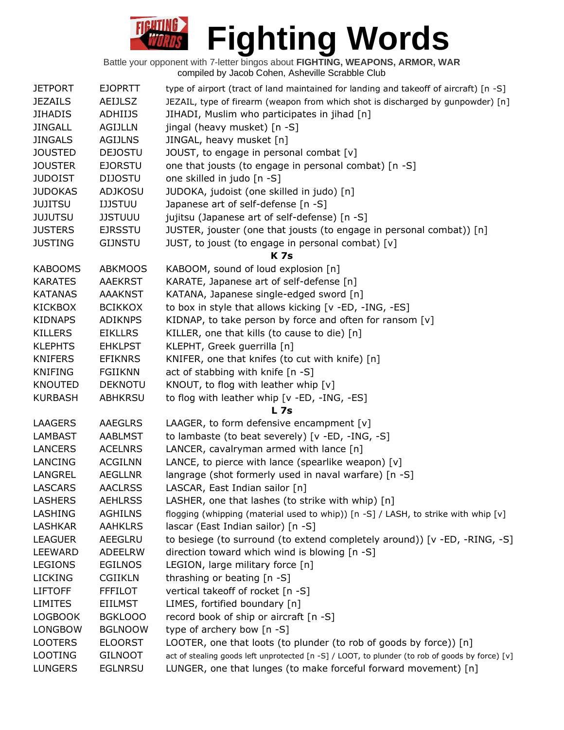# Fighting Words

Battle your opponent with 7-letter bingos about **FIGHTING, WEAPONS, ARMOR, WAR**
compiled by Jacob Cohen, Asheville Scrabble Club

| | | |
|---|---|---|
| JETPORT | EJOPRTT | type of airport (tract of land maintained for landing and takeoff of aircraft) [n -S] |
| JEZAILS | AEIJLSZ | JEZAIL, type of firearm (weapon from which shot is discharged by gunpowder) [n] |
| JIHADIS | ADHIIJS | JIHADI, Muslim who participates in jihad [n] |
| JINGALL | AGIJLLN | jingal (heavy musket) [n -S] |
| JINGALS | AGIJLNS | JINGAL, heavy musket [n] |
| JOUSTED | DEJOSTU | JOUST, to engage in personal combat [v] |
| JOUSTER | EJORSTU | one that jousts (to engage in personal combat) [n -S] |
| JUDOIST | DIJOSTU | one skilled in judo [n -S] |
| JUDOKAS | ADJKOSU | JUDOKA, judoist (one skilled in judo) [n] |
| JUJITSU | IJJSTUU | Japanese art of self-defense [n -S] |
| JUJUTSU | JJSTUUU | jujitsu (Japanese art of self-defense) [n -S] |
| JUSTERS | EJRSSTU | JUSTER, jouster (one that jousts (to engage in personal combat)) [n] |
| JUSTING | GIJNSTU | JUST, to joust (to engage in personal combat) [v] |
| | | **K 7s** |
| KABOOMS | ABKMOOS | KABOOM, sound of loud explosion [n] |
| KARATES | AAEKRST | KARATE, Japanese art of self-defense [n] |
| KATANAS | AAAKNST | KATANA, Japanese single-edged sword [n] |
| KICKBOX | BCIKKOX | to box in style that allows kicking [v -ED, -ING, -ES] |
| KIDNAPS | ADIKNPS | KIDNAP, to take person by force and often for ransom [v] |
| KILLERS | EIKLLRS | KILLER, one that kills (to cause to die) [n] |
| KLEPHTS | EHKLPST | KLEPHT, Greek guerrilla [n] |
| KNIFERS | EFIKNRS | KNIFER, one that knifes (to cut with knife) [n] |
| KNIFING | FGIIKNN | act of stabbing with knife [n -S] |
| KNOUTED | DEKNOTU | KNOUT, to flog with leather whip [v] |
| KURBASH | ABHKRSU | to flog with leather whip [v -ED, -ING, -ES] |
| | | **L 7s** |
| LAAGERS | AAEGLRS | LAAGER, to form defensive encampment [v] |
| LAMBAST | AABLMST | to lambaste (to beat severely) [v -ED, -ING, -S] |
| LANCERS | ACELNRS | LANCER, cavalryman armed with lance [n] |
| LANCING | ACGILNN | LANCE, to pierce with lance (spearlike weapon) [v] |
| LANGREL | AEGLLNR | langrage (shot formerly used in naval warfare) [n -S] |
| LASCARS | AACLRSS | LASCAR, East Indian sailor [n] |
| LASHERS | AEHLRSS | LASHER, one that lashes (to strike with whip) [n] |
| LASHING | AGHILNS | flogging (whipping (material used to whip)) [n -S] / LASH, to strike with whip [v] |
| LASHKAR | AAHKLRS | lascar (East Indian sailor) [n -S] |
| LEAGUER | AEEGLRU | to besiege (to surround (to extend completely around)) [v -ED, -RING, -S] |
| LEEWARD | ADEELRW | direction toward which wind is blowing [n -S] |
| LEGIONS | EGILNOS | LEGION, large military force [n] |
| LICKING | CGIIKLN | thrashing or beating [n -S] |
| LIFTOFF | FFFILOT | vertical takeoff of rocket [n -S] |
| LIMITES | EIILMST | LIMES, fortified boundary [n] |
| LOGBOOK | BGKLOOO | record book of ship or aircraft [n -S] |
| LONGBOW | BGLNOOW | type of archery bow [n -S] |
| LOOTERS | ELOORST | LOOTER, one that loots (to plunder (to rob of goods by force)) [n] |
| LOOTING | GILNOOT | act of stealing goods left unprotected [n -S] / LOOT, to plunder (to rob of goods by force) [v] |
| LUNGERS | EGLNRSU | LUNGER, one that lunges (to make forceful forward movement) [n] |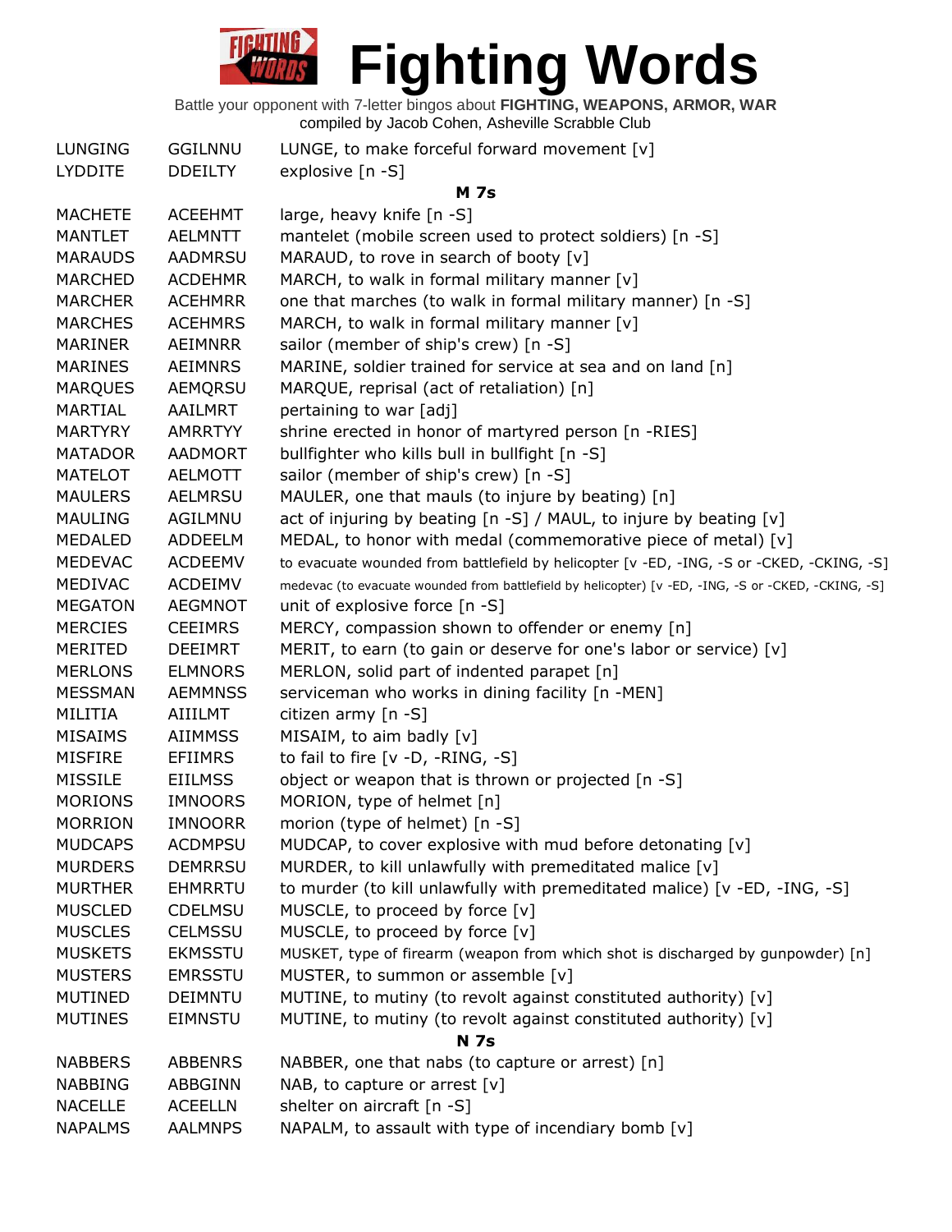# Fighting Words

Battle your opponent with 7-letter bingos about **FIGHTING, WEAPONS, ARMOR, WAR**
compiled by Jacob Cohen, Asheville Scrabble Club

| | | |
|---|---|---|
| LUNGING | GGILNNU | LUNGE, to make forceful forward movement [v] |
| LYDDITE | DDEILTY | explosive [n -S] |
| | | **M 7s** |
| MACHETE | ACEEHMT | large, heavy knife [n -S] |
| MANTLET | AELMNTT | mantelet (mobile screen used to protect soldiers) [n -S] |
| MARAUDS | AADMRSU | MARAUD, to rove in search of booty [v] |
| MARCHED | ACDEHMR | MARCH, to walk in formal military manner [v] |
| MARCHER | ACEHMRR | one that marches (to walk in formal military manner) [n -S] |
| MARCHES | ACEHMRS | MARCH, to walk in formal military manner [v] |
| MARINER | AEIMNRR | sailor (member of ship's crew) [n -S] |
| MARINES | AEIMNRS | MARINE, soldier trained for service at sea and on land [n] |
| MARQUES | AEMQRSU | MARQUE, reprisal (act of retaliation) [n] |
| MARTIAL | AAILMRT | pertaining to war [adj] |
| MARTYRY | AMRRTYY | shrine erected in honor of martyred person [n -RIES] |
| MATADOR | AADMORT | bullfighter who kills bull in bullfight [n -S] |
| MATELOT | AELMOTT | sailor (member of ship's crew) [n -S] |
| MAULERS | AELMRSU | MAULER, one that mauls (to injure by beating) [n] |
| MAULING | AGILMNU | act of injuring by beating [n -S] / MAUL, to injure by beating [v] |
| MEDALED | ADDEELM | MEDAL, to honor with medal (commemorative piece of metal) [v] |
| MEDEVAC | ACDEEMV | to evacuate wounded from battlefield by helicopter [v -ED, -ING, -S or -CKED, -CKING, -S] |
| MEDIVAC | ACDEIMV | medevac (to evacuate wounded from battlefield by helicopter) [v -ED, -ING, -S or -CKED, -CKING, -S] |
| MEGATON | AEGMNOT | unit of explosive force [n -S] |
| MERCIES | CEEIMRS | MERCY, compassion shown to offender or enemy [n] |
| MERITED | DEEIMRT | MERIT, to earn (to gain or deserve for one's labor or service) [v] |
| MERLONS | ELMNORS | MERLON, solid part of indented parapet [n] |
| MESSMAN | AEMMNSS | serviceman who works in dining facility [n -MEN] |
| MILITIA | AIIILMT | citizen army [n -S] |
| MISAIMS | AIIMMSS | MISAIM, to aim badly [v] |
| MISFIRE | EFIIMRS | to fail to fire [v -D, -RING, -S] |
| MISSILE | EIILMSS | object or weapon that is thrown or projected [n -S] |
| MORIONS | IMNOORS | MORION, type of helmet [n] |
| MORRION | IMNOORR | morion (type of helmet) [n -S] |
| MUDCAPS | ACDMPSU | MUDCAP, to cover explosive with mud before detonating [v] |
| MURDERS | DEMRRSU | MURDER, to kill unlawfully with premeditated malice [v] |
| MURTHER | EHMRRTU | to murder (to kill unlawfully with premeditated malice) [v -ED, -ING, -S] |
| MUSCLED | CDELMSU | MUSCLE, to proceed by force [v] |
| MUSCLES | CELMSSU | MUSCLE, to proceed by force [v] |
| MUSKETS | EKMSSTU | MUSKET, type of firearm (weapon from which shot is discharged by gunpowder) [n] |
| MUSTERS | EMRSSTU | MUSTER, to summon or assemble [v] |
| MUTINED | DEIMNTU | MUTINE, to mutiny (to revolt against constituted authority) [v] |
| MUTINES | EIMNSTU | MUTINE, to mutiny (to revolt against constituted authority) [v] |
| | | **N 7s** |
| NABBERS | ABBENRS | NABBER, one that nabs (to capture or arrest) [n] |
| NABBING | ABBGINN | NAB, to capture or arrest [v] |
| NACELLE | ACEELLN | shelter on aircraft [n -S] |
| NAPALMS | AALMNPS | NAPALM, to assault with type of incendiary bomb [v] |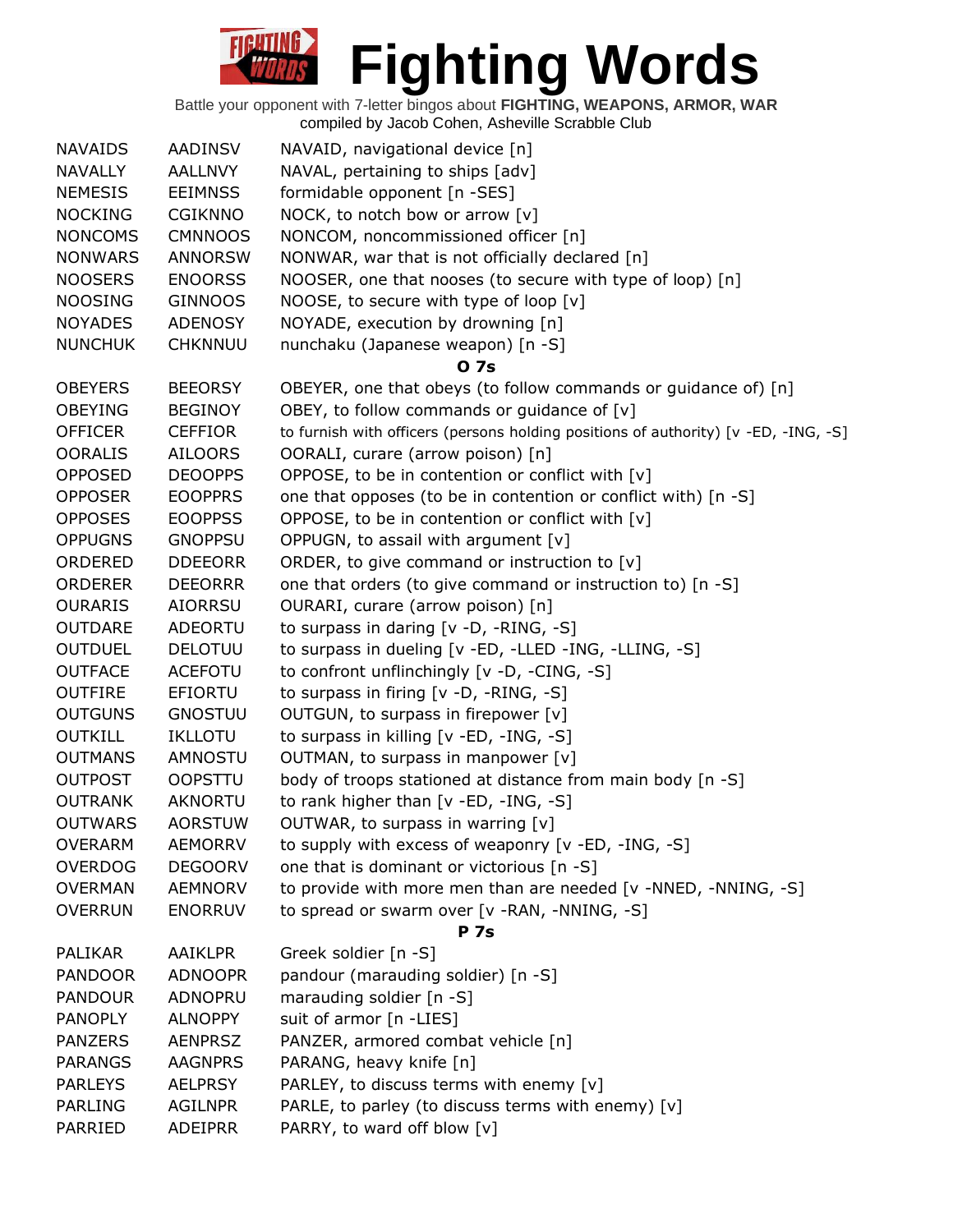# Fighting Words

Battle your opponent with 7-letter bingos about **FIGHTING, WEAPONS, ARMOR, WAR**
compiled by Jacob Cohen, Asheville Scrabble Club

| | | |
|---|---|---|
| NAVAIDS | AADINSV | NAVAID, navigational device [n] |
| NAVALLY | AALLNVY | NAVAL, pertaining to ships [adv] |
| NEMESIS | EEIMNSS | formidable opponent [n -SES] |
| NOCKING | CGIKNNO | NOCK, to notch bow or arrow [v] |
| NONCOMS | CMNNOOS | NONCOM, noncommissioned officer [n] |
| NONWARS | ANNORSW | NONWAR, war that is not officially declared [n] |
| NOOSERS | ENOORSS | NOOSER, one that nooses (to secure with type of loop) [n] |
| NOOSING | GINNOOS | NOOSE, to secure with type of loop [v] |
| NOYADES | ADENOSY | NOYADE, execution by drowning [n] |
| NUNCHUK | CHKNNUU | nunchaku (Japanese weapon) [n -S] |

**O 7s**

| | | |
|---|---|---|
| OBEYERS | BEEORSY | OBEYER, one that obeys (to follow commands or guidance of) [n] |
| OBEYING | BEGINOY | OBEY, to follow commands or guidance of [v] |
| OFFICER | CEFFIOR | to furnish with officers (persons holding positions of authority) [v -ED, -ING, -S] |
| OORALIS | AILOORS | OORALI, curare (arrow poison) [n] |
| OPPOSED | DEOOPPS | OPPOSE, to be in contention or conflict with [v] |
| OPPOSER | EOOPPRS | one that opposes (to be in contention or conflict with) [n -S] |
| OPPOSES | EOOPPSS | OPPOSE, to be in contention or conflict with [v] |
| OPPUGNS | GNOPPSU | OPPUGN, to assail with argument [v] |
| ORDERED | DDEEORR | ORDER, to give command or instruction to [v] |
| ORDERER | DEEORRR | one that orders (to give command or instruction to) [n -S] |
| OURARIS | AIORRSU | OURARI, curare (arrow poison) [n] |
| OUTDARE | ADEORTU | to surpass in daring [v -D, -RING, -S] |
| OUTDUEL | DELOTUU | to surpass in dueling [v -ED, -LLED -ING, -LLING, -S] |
| OUTFACE | ACEFOTU | to confront unflinchingly [v -D, -CING, -S] |
| OUTFIRE | EFIORTU | to surpass in firing [v -D, -RING, -S] |
| OUTGUNS | GNOSTUU | OUTGUN, to surpass in firepower [v] |
| OUTKILL | IKLLOTU | to surpass in killing [v -ED, -ING, -S] |
| OUTMANS | AMNOSTU | OUTMAN, to surpass in manpower [v] |
| OUTPOST | OOPSTTU | body of troops stationed at distance from main body [n -S] |
| OUTRANK | AKNORTU | to rank higher than [v -ED, -ING, -S] |
| OUTWARS | AORSTUW | OUTWAR, to surpass in warring [v] |
| OVERARM | AEMORRV | to supply with excess of weaponry [v -ED, -ING, -S] |
| OVERDOG | DEGOORV | one that is dominant or victorious [n -S] |
| OVERMAN | AEMNORV | to provide with more men than are needed [v -NNED, -NNING, -S] |
| OVERRUN | ENORRUV | to spread or swarm over [v -RAN, -NNING, -S] |

**P 7s**

| | | |
|---|---|---|
| PALIKAR | AAIKLPR | Greek soldier [n -S] |
| PANDOOR | ADNOOPR | pandour (marauding soldier) [n -S] |
| PANDOUR | ADNOPRU | marauding soldier [n -S] |
| PANOPLY | ALNOPPY | suit of armor [n -LIES] |
| PANZERS | AENPRSZ | PANZER, armored combat vehicle [n] |
| PARANGS | AAGNPRS | PARANG, heavy knife [n] |
| PARLEYS | AELPRSY | PARLEY, to discuss terms with enemy [v] |
| PARLING | AGILNPR | PARLE, to parley (to discuss terms with enemy) [v] |
| PARRIED | ADEIPRR | PARRY, to ward off blow [v] |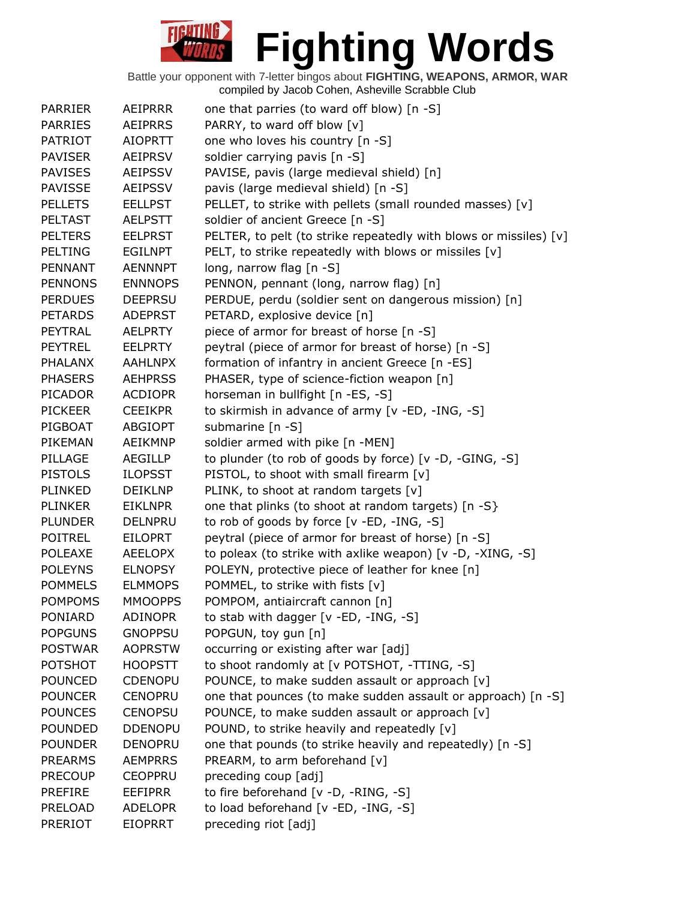# Fighting Words

Battle your opponent with 7-letter bingos about **FIGHTING, WEAPONS, ARMOR, WAR**
compiled by Jacob Cohen, Asheville Scrabble Club

| | | |
|---|---|---|
| PARRIER | AEIPRRR | one that parries (to ward off blow) [n -S] |
| PARRIES | AEIPRRS | PARRY, to ward off blow [v] |
| PATRIOT | AIOPRTT | one who loves his country [n -S] |
| PAVISER | AEIPRSV | soldier carrying pavis [n -S] |
| PAVISES | AEIPSSV | PAVISE, pavis (large medieval shield) [n] |
| PAVISSE | AEIPSSV | pavis (large medieval shield) [n -S] |
| PELLETS | EELLPST | PELLET, to strike with pellets (small rounded masses) [v] |
| PELTAST | AELPSTT | soldier of ancient Greece [n -S] |
| PELTERS | EELPRST | PELTER, to pelt (to strike repeatedly with blows or missiles) [v] |
| PELTING | EGILNPT | PELT, to strike repeatedly with blows or missiles [v] |
| PENNANT | AENNNPT | long, narrow flag [n -S] |
| PENNONS | ENNNOPS | PENNON, pennant (long, narrow flag) [n] |
| PERDUES | DEEPRSU | PERDUE, perdu (soldier sent on dangerous mission) [n] |
| PETARDS | ADEPRST | PETARD, explosive device [n] |
| PEYTRAL | AELPRTY | piece of armor for breast of horse [n -S] |
| PEYTREL | EELPRTY | peytral (piece of armor for breast of horse) [n -S] |
| PHALANX | AAHLNPX | formation of infantry in ancient Greece [n -ES] |
| PHASERS | AEHPRSS | PHASER, type of science-fiction weapon [n] |
| PICADOR | ACDIOPR | horseman in bullfight [n -ES, -S] |
| PICKEER | CEEIKPR | to skirmish in advance of army [v -ED, -ING, -S] |
| PIGBOAT | ABGIOPT | submarine [n -S] |
| PIKEMAN | AEIKMNP | soldier armed with pike [n -MEN] |
| PILLAGE | AEGILLP | to plunder (to rob of goods by force) [v -D, -GING, -S] |
| PISTOLS | ILOPSST | PISTOL, to shoot with small firearm [v] |
| PLINKED | DEIKLNP | PLINK, to shoot at random targets [v] |
| PLINKER | EIKLNPR | one that plinks (to shoot at random targets) [n -S} |
| PLUNDER | DELNPRU | to rob of goods by force [v -ED, -ING, -S] |
| POITREL | EILOPRT | peytral (piece of armor for breast of horse) [n -S] |
| POLEAXE | AEELOPX | to poleax (to strike with axlike weapon) [v -D, -XING, -S] |
| POLEYNS | ELNOPSY | POLEYN, protective piece of leather for knee [n] |
| POMMELS | ELMMOPS | POMMEL, to strike with fists [v] |
| POMPOMS | MMOOPPS | POMPOM, antiaircraft cannon [n] |
| PONIARD | ADINOPR | to stab with dagger [v -ED, -ING, -S] |
| POPGUNS | GNOPPSU | POPGUN, toy gun [n] |
| POSTWAR | AOPRSTW | occurring or existing after war [adj] |
| POTSHOT | HOOPSTT | to shoot randomly at [v POTSHOT, -TTING, -S] |
| POUNCED | CDENOPU | POUNCE, to make sudden assault or approach [v] |
| POUNCER | CENOPRU | one that pounces (to make sudden assault or approach) [n -S] |
| POUNCES | CENOPSU | POUNCE, to make sudden assault or approach [v] |
| POUNDED | DDENOPU | POUND, to strike heavily and repeatedly [v] |
| POUNDER | DENOPRU | one that pounds (to strike heavily and repeatedly) [n -S] |
| PREARMS | AEMPRRS | PREARM, to arm beforehand [v] |
| PRECOUP | CEOPPRU | preceding coup [adj] |
| PREFIRE | EEFIPRR | to fire beforehand [v -D, -RING, -S] |
| PRELOAD | ADELOPR | to load beforehand [v -ED, -ING, -S] |
| PRERIOT | EIOPRRT | preceding riot [adj] |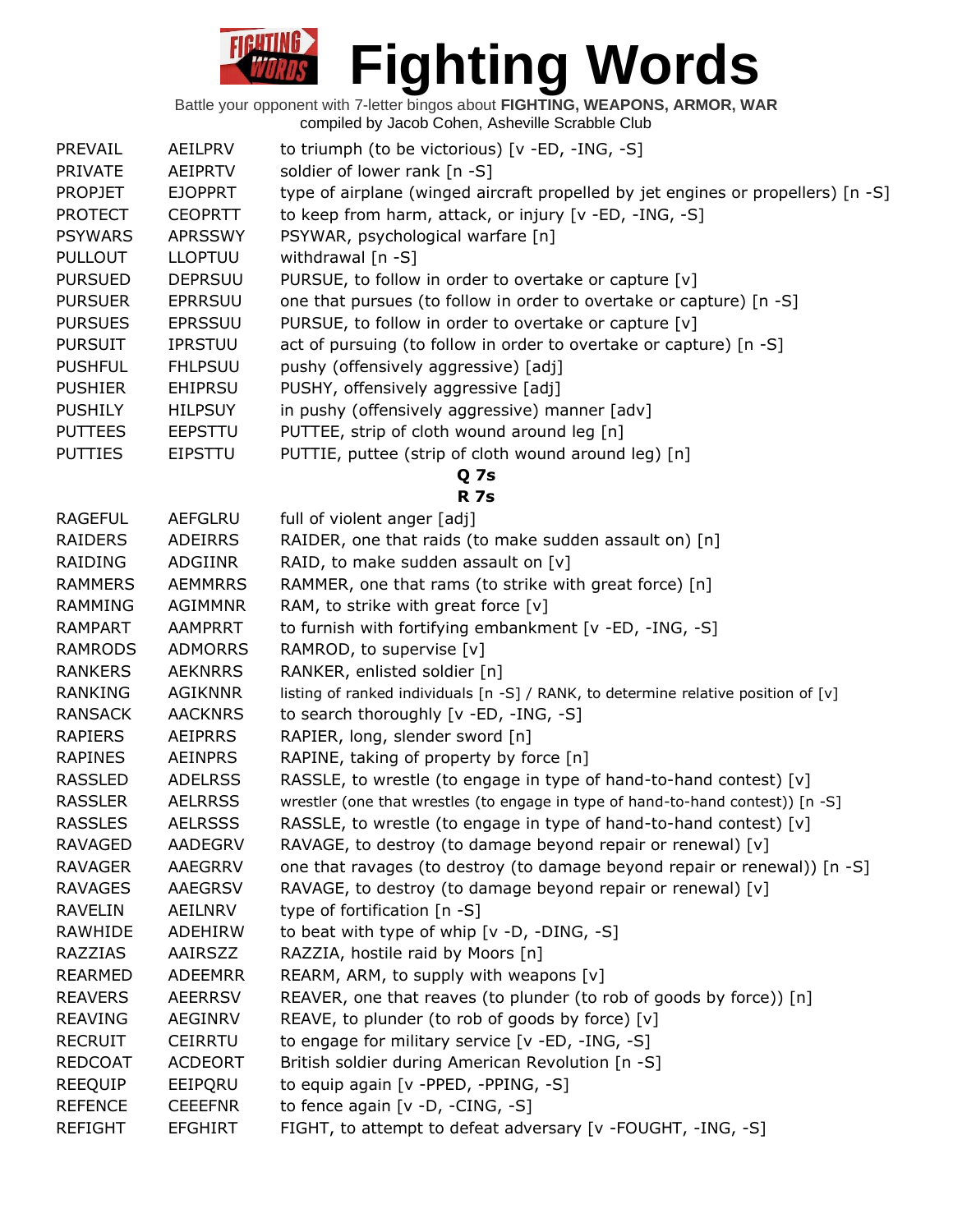# Fighting Words

Battle your opponent with 7-letter bingos about **FIGHTING, WEAPONS, ARMOR, WAR**
compiled by Jacob Cohen, Asheville Scrabble Club

| | | |
|---|---|---|
| PREVAIL | AEILPRV | to triumph (to be victorious) [v -ED, -ING, -S] |
| PRIVATE | AEIPRTV | soldier of lower rank [n -S] |
| PROPJET | EJOPPRT | type of airplane (winged aircraft propelled by jet engines or propellers) [n -S] |
| PROTECT | CEOPRTT | to keep from harm, attack, or injury [v -ED, -ING, -S] |
| PSYWARS | APRSSWY | PSYWAR, psychological warfare [n] |
| PULLOUT | LLOPTUU | withdrawal [n -S] |
| PURSUED | DEPRSUU | PURSUE, to follow in order to overtake or capture [v] |
| PURSUER | EPRRSUU | one that pursues (to follow in order to overtake or capture) [n -S] |
| PURSUES | EPRSSUU | PURSUE, to follow in order to overtake or capture [v] |
| PURSUIT | IPRSTUU | act of pursuing (to follow in order to overtake or capture) [n -S] |
| PUSHFUL | FHLPSUU | pushy (offensively aggressive) [adj] |
| PUSHIER | EHIPRSU | PUSHY, offensively aggressive [adj] |
| PUSHILY | HILPSUY | in pushy (offensively aggressive) manner [adv] |
| PUTTEES | EEPSTTU | PUTTEE, strip of cloth wound around leg [n] |
| PUTTIES | EIPSTTU | PUTTIE, puttee (strip of cloth wound around leg) [n] |

**Q 7s**

**R 7s**

| | | |
|---|---|---|
| RAGEFUL | AEFGLRU | full of violent anger [adj] |
| RAIDERS | ADEIRRS | RAIDER, one that raids (to make sudden assault on) [n] |
| RAIDING | ADGIINR | RAID, to make sudden assault on [v] |
| RAMMERS | AEMMRRS | RAMMER, one that rams (to strike with great force) [n] |
| RAMMING | AGIMMNR | RAM, to strike with great force [v] |
| RAMPART | AAMPRRT | to furnish with fortifying embankment [v -ED, -ING, -S] |
| RAMRODS | ADMORRS | RAMROD, to supervise [v] |
| RANKERS | AEKNRRS | RANKER, enlisted soldier [n] |
| RANKING | AGIKNNR | listing of ranked individuals [n -S] / RANK, to determine relative position of [v] |
| RANSACK | AACKNRS | to search thoroughly [v -ED, -ING, -S] |
| RAPIERS | AEIPRRS | RAPIER, long, slender sword [n] |
| RAPINES | AEINPRS | RAPINE, taking of property by force [n] |
| RASSLED | ADELRSS | RASSLE, to wrestle (to engage in type of hand-to-hand contest) [v] |
| RASSLER | AELRRSS | wrestler (one that wrestles (to engage in type of hand-to-hand contest)) [n -S] |
| RASSLES | AELRSSS | RASSLE, to wrestle (to engage in type of hand-to-hand contest) [v] |
| RAVAGED | AADEGRV | RAVAGE, to destroy (to damage beyond repair or renewal) [v] |
| RAVAGER | AAEGRRV | one that ravages (to destroy (to damage beyond repair or renewal)) [n -S] |
| RAVAGES | AAEGRSV | RAVAGE, to destroy (to damage beyond repair or renewal) [v] |
| RAVELIN | AEILNRV | type of fortification [n -S] |
| RAWHIDE | ADEHIRW | to beat with type of whip [v -D, -DING, -S] |
| RAZZIAS | AAIRSZZ | RAZZIA, hostile raid by Moors [n] |
| REARMED | ADEEMRR | REARM, ARM, to supply with weapons [v] |
| REAVERS | AEERRSV | REAVER, one that reaves (to plunder (to rob of goods by force)) [n] |
| REAVING | AEGINRV | REAVE, to plunder (to rob of goods by force) [v] |
| RECRUIT | CEIRRTU | to engage for military service [v -ED, -ING, -S] |
| REDCOAT | ACDEORT | British soldier during American Revolution [n -S] |
| REEQUIP | EEIPQRU | to equip again [v -PPED, -PPING, -S] |
| REFENCE | CEEEFNR | to fence again [v -D, -CING, -S] |
| REFIGHT | EFGHIRT | FIGHT, to attempt to defeat adversary [v -FOUGHT, -ING, -S] |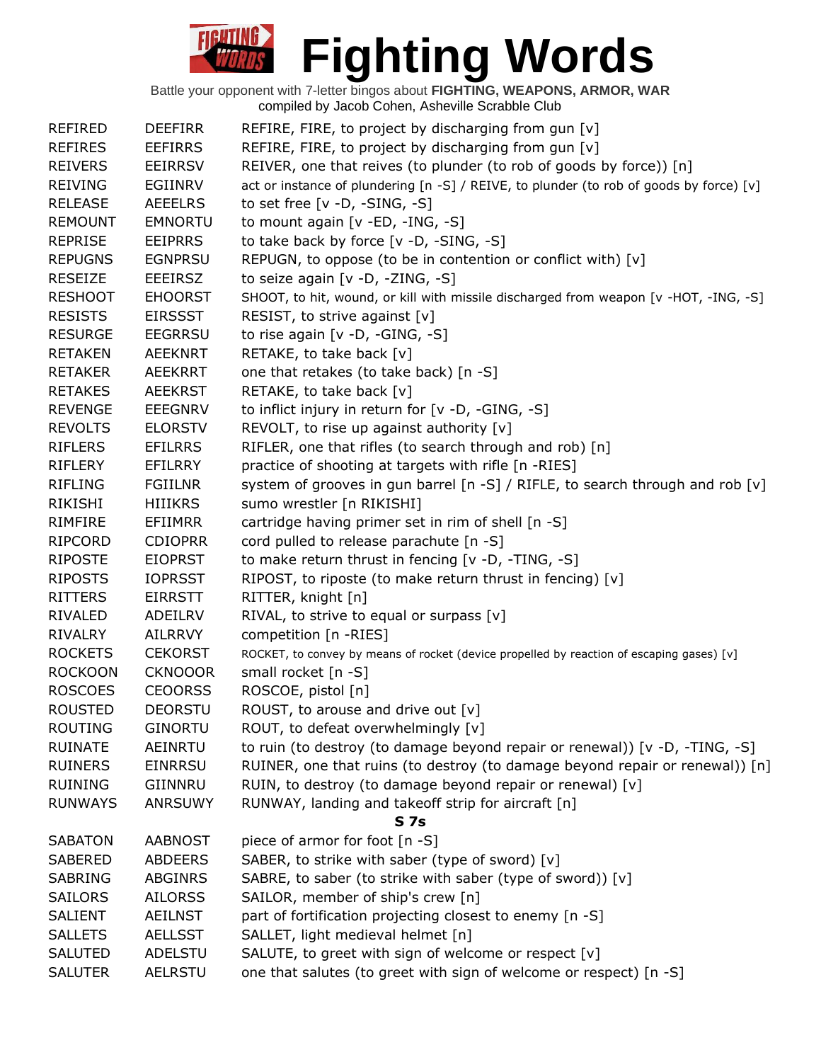# Fighting Words

Battle your opponent with 7-letter bingos about **FIGHTING, WEAPONS, ARMOR, WAR**
compiled by Jacob Cohen, Asheville Scrabble Club

| | | |
|---|---|---|
| REFIRED | DEEFIRR | REFIRE, FIRE, to project by discharging from gun [v] |
| REFIRES | EEFIRRS | REFIRE, FIRE, to project by discharging from gun [v] |
| REIVERS | EEIRRSV | REIVER, one that reives (to plunder (to rob of goods by force)) [n] |
| REIVING | EGIINRV | act or instance of plundering [n -S] / REIVE, to plunder (to rob of goods by force) [v] |
| RELEASE | AEEELRS | to set free [v -D, -SING, -S] |
| REMOUNT | EMNORTU | to mount again [v -ED, -ING, -S] |
| REPRISE | EEIPRRS | to take back by force [v -D, -SING, -S] |
| REPUGNS | EGNPRSU | REPUGN, to oppose (to be in contention or conflict with) [v] |
| RESEIZE | EEEIRSZ | to seize again [v -D, -ZING, -S] |
| RESHOOT | EHOORST | SHOOT, to hit, wound, or kill with missile discharged from weapon [v -HOT, -ING, -S] |
| RESISTS | EIRSSST | RESIST, to strive against [v] |
| RESURGE | EEGRRSU | to rise again [v -D, -GING, -S] |
| RETAKEN | AEEKNRT | RETAKE, to take back [v] |
| RETAKER | AEEKRRT | one that retakes (to take back) [n -S] |
| RETAKES | AEEKRST | RETAKE, to take back [v] |
| REVENGE | EEEGNRV | to inflict injury in return for [v -D, -GING, -S] |
| REVOLTS | ELORSTV | REVOLT, to rise up against authority [v] |
| RIFLERS | EFILRRS | RIFLER, one that rifles (to search through and rob) [n] |
| RIFLERY | EFILRRY | practice of shooting at targets with rifle [n -RIES] |
| RIFLING | FGIILNR | system of grooves in gun barrel [n -S] / RIFLE, to search through and rob [v] |
| RIKISHI | HIIIKRS | sumo wrestler [n RIKISHI] |
| RIMFIRE | EFIIMRR | cartridge having primer set in rim of shell [n -S] |
| RIPCORD | CDIOPRR | cord pulled to release parachute [n -S] |
| RIPOSTE | EIOPRST | to make return thrust in fencing [v -D, -TING, -S] |
| RIPOSTS | IOPRSST | RIPOST, to riposte (to make return thrust in fencing) [v] |
| RITTERS | EIRRSTT | RITTER, knight [n] |
| RIVALED | ADEILRV | RIVAL, to strive to equal or surpass [v] |
| RIVALRY | AILRRVY | competition [n -RIES] |
| ROCKETS | CEKORST | ROCKET, to convey by means of rocket (device propelled by reaction of escaping gases) [v] |
| ROCKOON | CKNOOOR | small rocket [n -S] |
| ROSCOES | CEOORSS | ROSCOE, pistol [n] |
| ROUSTED | DEORSTU | ROUST, to arouse and drive out [v] |
| ROUTING | GINORTU | ROUT, to defeat overwhelmingly [v] |
| RUINATE | AEINRTU | to ruin (to destroy (to damage beyond repair or renewal)) [v -D, -TING, -S] |
| RUINERS | EINRRSU | RUINER, one that ruins (to destroy (to damage beyond repair or renewal)) [n] |
| RUINING | GIINNRU | RUIN, to destroy (to damage beyond repair or renewal) [v] |
| RUNWAYS | ANRSUWY | RUNWAY, landing and takeoff strip for aircraft [n] |
| | | **S 7s** |
| SABATON | AABNOST | piece of armor for foot [n -S] |
| SABERED | ABDEERS | SABER, to strike with saber (type of sword) [v] |
| SABRING | ABGINRS | SABRE, to saber (to strike with saber (type of sword)) [v] |
| SAILORS | AILORSS | SAILOR, member of ship's crew [n] |
| SALIENT | AEILNST | part of fortification projecting closest to enemy [n -S] |
| SALLETS | AELLSST | SALLET, light medieval helmet [n] |
| SALUTED | ADELSTU | SALUTE, to greet with sign of welcome or respect [v] |
| SALUTER | AELRSTU | one that salutes (to greet with sign of welcome or respect) [n -S] |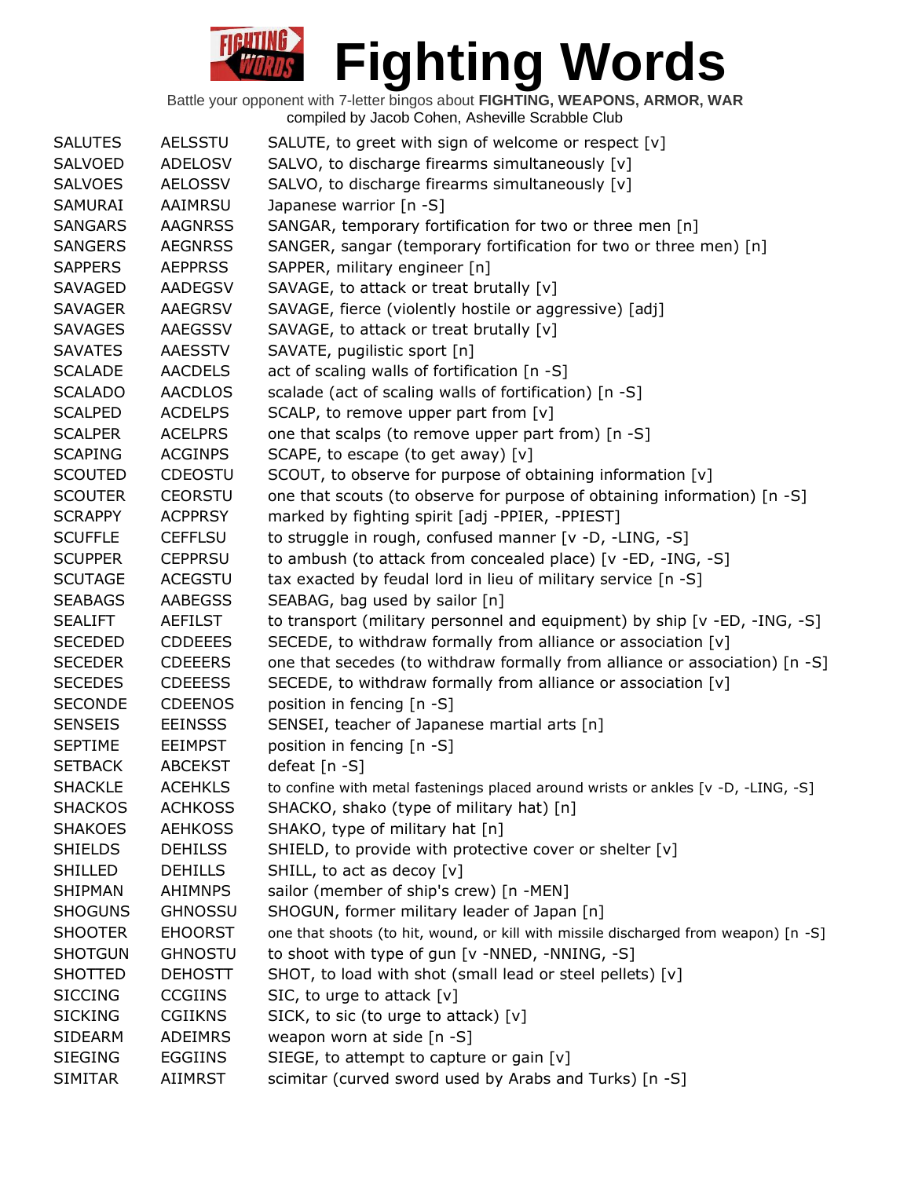# Fighting Words

Battle your opponent with 7-letter bingos about **FIGHTING, WEAPONS, ARMOR, WAR**
compiled by Jacob Cohen, Asheville Scrabble Club

| | | |
|---|---|---|
| SALUTES | AELSSTU | SALUTE, to greet with sign of welcome or respect [v] |
| SALVOED | ADELOSV | SALVO, to discharge firearms simultaneously [v] |
| SALVOES | AELOSSV | SALVO, to discharge firearms simultaneously [v] |
| SAMURAI | AAIMRSU | Japanese warrior [n -S] |
| SANGARS | AAGNRSS | SANGAR, temporary fortification for two or three men [n] |
| SANGERS | AEGNRSS | SANGER, sangar (temporary fortification for two or three men) [n] |
| SAPPERS | AEPPRSS | SAPPER, military engineer [n] |
| SAVAGED | AADEGSV | SAVAGE, to attack or treat brutally [v] |
| SAVAGER | AAEGRSV | SAVAGE, fierce (violently hostile or aggressive) [adj] |
| SAVAGES | AAEGSSV | SAVAGE, to attack or treat brutally [v] |
| SAVATES | AAESSTV | SAVATE, pugilistic sport [n] |
| SCALADE | AACDELS | act of scaling walls of fortification [n -S] |
| SCALADO | AACDLOS | scalade (act of scaling walls of fortification) [n -S] |
| SCALPED | ACDELPS | SCALP, to remove upper part from [v] |
| SCALPER | ACELPRS | one that scalps (to remove upper part from) [n -S] |
| SCAPING | ACGINPS | SCAPE, to escape (to get away) [v] |
| SCOUTED | CDEOSTU | SCOUT, to observe for purpose of obtaining information [v] |
| SCOUTER | CEORSTU | one that scouts (to observe for purpose of obtaining information) [n -S] |
| SCRAPPY | ACPPRSY | marked by fighting spirit [adj -PPIER, -PPIEST] |
| SCUFFLE | CEFFLSU | to struggle in rough, confused manner [v -D, -LING, -S] |
| SCUPPER | CEPPRSU | to ambush (to attack from concealed place) [v -ED, -ING, -S] |
| SCUTAGE | ACEGSTU | tax exacted by feudal lord in lieu of military service [n -S] |
| SEABAGS | AABEGSS | SEABAG, bag used by sailor [n] |
| SEALIFT | AEFILST | to transport (military personnel and equipment) by ship [v -ED, -ING, -S] |
| SECEDED | CDDEEES | SECEDE, to withdraw formally from alliance or association [v] |
| SECEDER | CDEEERS | one that secedes (to withdraw formally from alliance or association) [n -S] |
| SECEDES | CDEEESS | SECEDE, to withdraw formally from alliance or association [v] |
| SECONDE | CDEENOS | position in fencing [n -S] |
| SENSEIS | EEINSSS | SENSEI, teacher of Japanese martial arts [n] |
| SEPTIME | EEIMPST | position in fencing [n -S] |
| SETBACK | ABCEKST | defeat [n -S] |
| SHACKLE | ACEHKLS | to confine with metal fastenings placed around wrists or ankles [v -D, -LING, -S] |
| SHACKOS | ACHKOSS | SHACKO, shako (type of military hat) [n] |
| SHAKOES | AEHKOSS | SHAKO, type of military hat [n] |
| SHIELDS | DEHILSS | SHIELD, to provide with protective cover or shelter [v] |
| SHILLED | DEHILLS | SHILL, to act as decoy [v] |
| SHIPMAN | AHIMNPS | sailor (member of ship's crew) [n -MEN] |
| SHOGUNS | GHNOSSU | SHOGUN, former military leader of Japan [n] |
| SHOOTER | EHOORST | one that shoots (to hit, wound, or kill with missile discharged from weapon) [n -S] |
| SHOTGUN | GHNOSTU | to shoot with type of gun [v -NNED, -NNING, -S] |
| SHOTTED | DEHOSTT | SHOT, to load with shot (small lead or steel pellets) [v] |
| SICCING | CCGIINS | SIC, to urge to attack [v] |
| SICKING | CGIIKNS | SICK, to sic (to urge to attack) [v] |
| SIDEARM | ADEIMRS | weapon worn at side [n -S] |
| SIEGING | EGGIINS | SIEGE, to attempt to capture or gain [v] |
| SIMITAR | AIIMRST | scimitar (curved sword used by Arabs and Turks) [n -S] |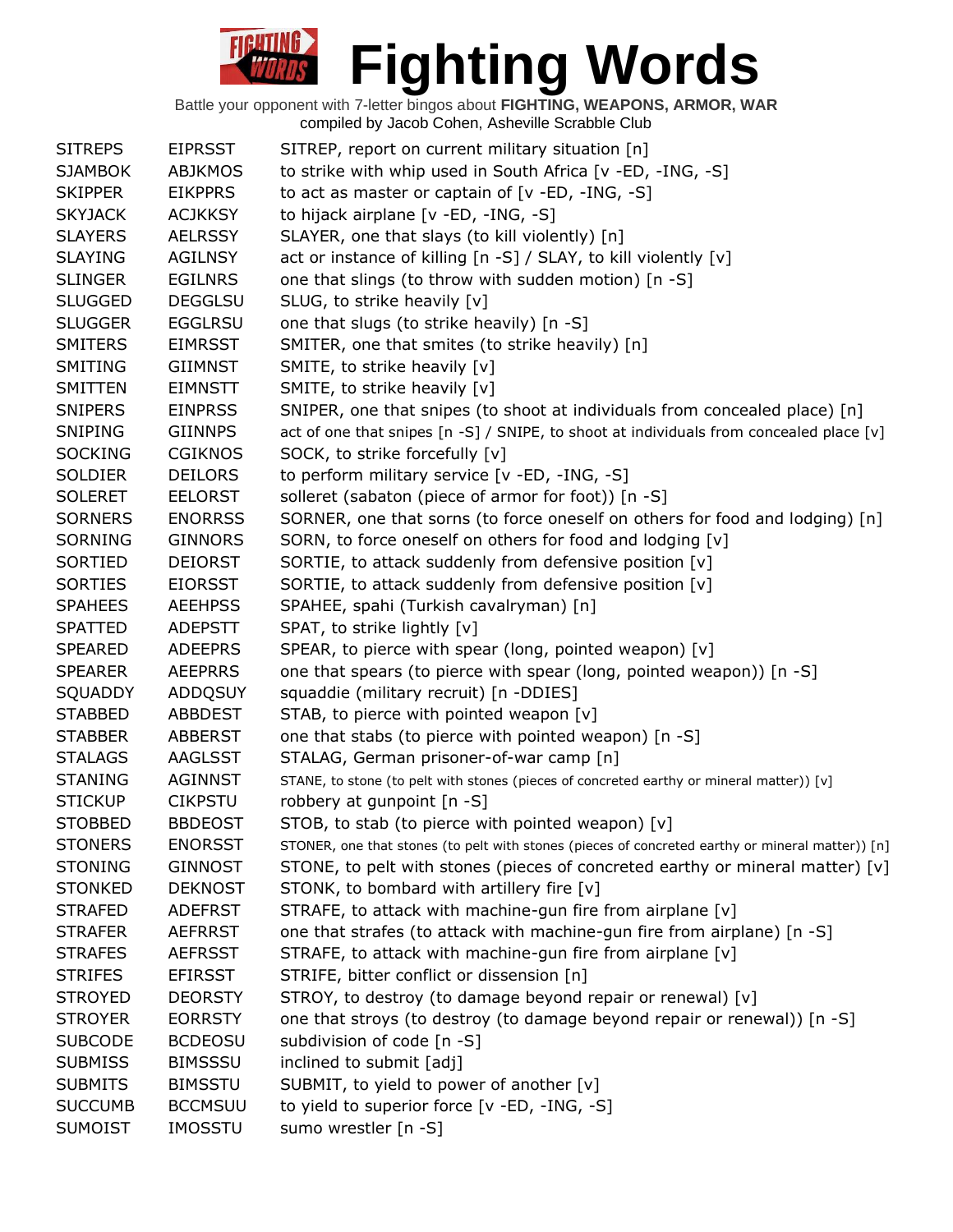# Fighting Words

Battle your opponent with 7-letter bingos about **FIGHTING, WEAPONS, ARMOR, WAR**
compiled by Jacob Cohen, Asheville Scrabble Club

| | | |
|---|---|---|
| SITREPS | EIPRSST | SITREP, report on current military situation [n] |
| SJAMBOK | ABJKMOS | to strike with whip used in South Africa [v -ED, -ING, -S] |
| SKIPPER | EIKPPRS | to act as master or captain of [v -ED, -ING, -S] |
| SKYJACK | ACJKKSY | to hijack airplane [v -ED, -ING, -S] |
| SLAYERS | AELRSSY | SLAYER, one that slays (to kill violently) [n] |
| SLAYING | AGILNSY | act or instance of killing [n -S] / SLAY, to kill violently [v] |
| SLINGER | EGILNRS | one that slings (to throw with sudden motion) [n -S] |
| SLUGGED | DEGGLSU | SLUG, to strike heavily [v] |
| SLUGGER | EGGLRSU | one that slugs (to strike heavily) [n -S] |
| SMITERS | EIMRSST | SMITER, one that smites (to strike heavily) [n] |
| SMITING | GIIMNST | SMITE, to strike heavily [v] |
| SMITTEN | EIMNSTT | SMITE, to strike heavily [v] |
| SNIPERS | EINPRSS | SNIPER, one that snipes (to shoot at individuals from concealed place) [n] |
| SNIPING | GIINNPS | act of one that snipes [n -S] / SNIPE, to shoot at individuals from concealed place [v] |
| SOCKING | CGIKNOS | SOCK, to strike forcefully [v] |
| SOLDIER | DEILORS | to perform military service [v -ED, -ING, -S] |
| SOLERET | EELORST | solleret (sabaton (piece of armor for foot)) [n -S] |
| SORNERS | ENORRSS | SORNER, one that sorns (to force oneself on others for food and lodging) [n] |
| SORNING | GINNORS | SORN, to force oneself on others for food and lodging [v] |
| SORTIED | DEIORST | SORTIE, to attack suddenly from defensive position [v] |
| SORTIES | EIORSST | SORTIE, to attack suddenly from defensive position [v] |
| SPAHEES | AEEHPSS | SPAHEE, spahi (Turkish cavalryman) [n] |
| SPATTED | ADEPSTT | SPAT, to strike lightly [v] |
| SPEARED | ADEEPRS | SPEAR, to pierce with spear (long, pointed weapon) [v] |
| SPEARER | AEEPRRS | one that spears (to pierce with spear (long, pointed weapon)) [n -S] |
| SQUADDY | ADDQSUY | squaddie (military recruit) [n -DDIES] |
| STABBED | ABBDEST | STAB, to pierce with pointed weapon [v] |
| STABBER | ABBERST | one that stabs (to pierce with pointed weapon) [n -S] |
| STALAGS | AAGLSST | STALAG, German prisoner-of-war camp [n] |
| STANING | AGINNST | STANE, to stone (to pelt with stones (pieces of concreted earthy or mineral matter)) [v] |
| STICKUP | CIKPSTU | robbery at gunpoint [n -S] |
| STOBBED | BBDEOST | STOB, to stab (to pierce with pointed weapon) [v] |
| STONERS | ENORSST | STONER, one that stones (to pelt with stones (pieces of concreted earthy or mineral matter)) [n] |
| STONING | GINNOST | STONE, to pelt with stones (pieces of concreted earthy or mineral matter) [v] |
| STONKED | DEKNOST | STONK, to bombard with artillery fire [v] |
| STRAFED | ADEFRST | STRAFE, to attack with machine-gun fire from airplane [v] |
| STRAFER | AEFRRST | one that strafes (to attack with machine-gun fire from airplane) [n -S] |
| STRAFES | AEFRSST | STRAFE, to attack with machine-gun fire from airplane [v] |
| STRIFES | EFIRSST | STRIFE, bitter conflict or dissension [n] |
| STROYED | DEORSTY | STROY, to destroy (to damage beyond repair or renewal) [v] |
| STROYER | EORRSTY | one that stroys (to destroy (to damage beyond repair or renewal)) [n -S] |
| SUBCODE | BCDEOSU | subdivision of code [n -S] |
| SUBMISS | BIMSSSU | inclined to submit [adj] |
| SUBMITS | BIMSSTU | SUBMIT, to yield to power of another [v] |
| SUCCUMB | BCCMSUU | to yield to superior force [v -ED, -ING, -S] |
| SUMOIST | IMOSSTU | sumo wrestler [n -S] |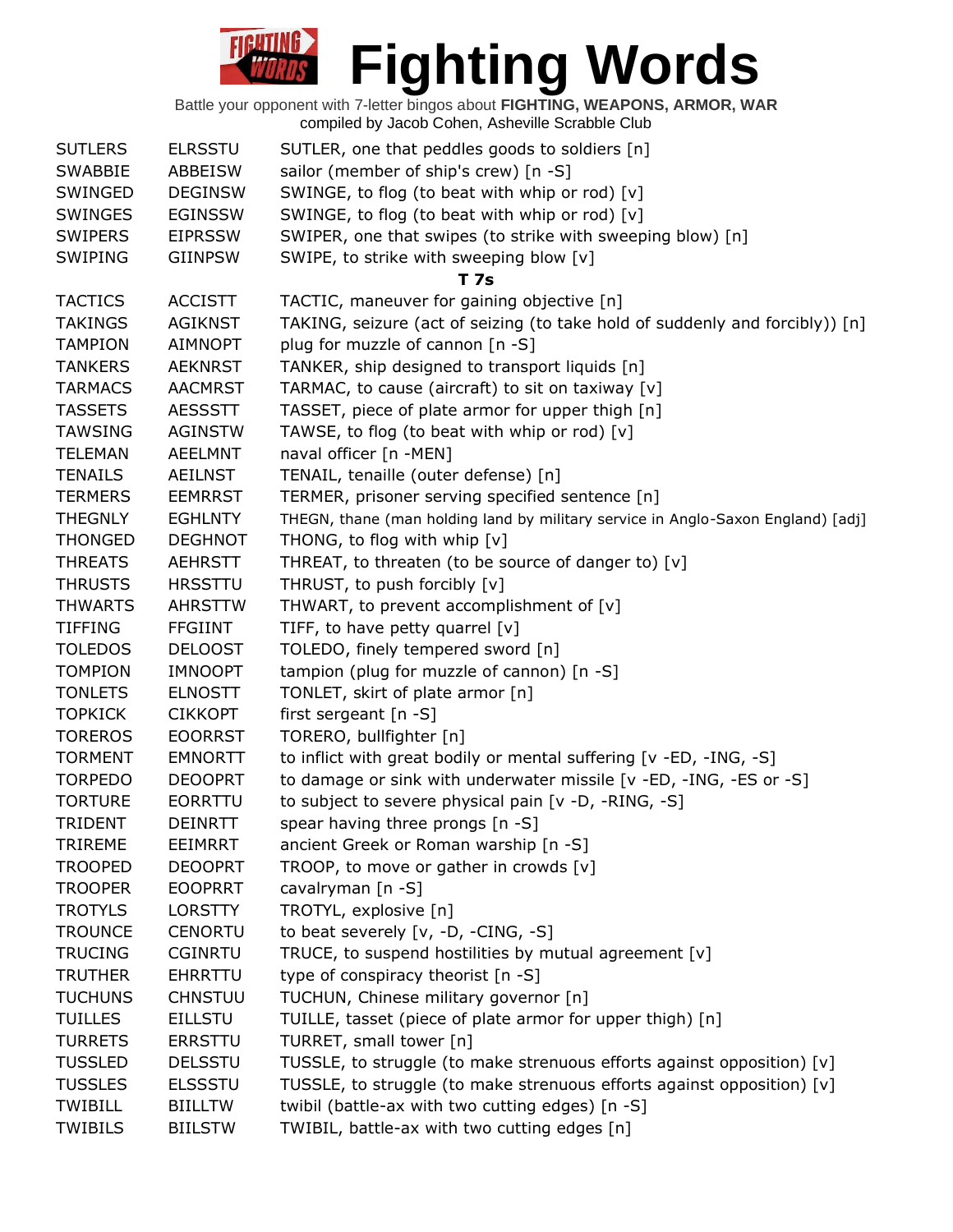# Fighting Words

Battle your opponent with 7-letter bingos about **FIGHTING, WEAPONS, ARMOR, WAR**
compiled by Jacob Cohen, Asheville Scrabble Club

| | | |
|---|---|---|
| SUTLERS | ELRSSTU | SUTLER, one that peddles goods to soldiers [n] |
| SWABBIE | ABBEISW | sailor (member of ship's crew) [n -S] |
| SWINGED | DEGINSW | SWINGE, to flog (to beat with whip or rod) [v] |
| SWINGES | EGINSSW | SWINGE, to flog (to beat with whip or rod) [v] |
| SWIPERS | EIPRSSW | SWIPER, one that swipes (to strike with sweeping blow) [n] |
| SWIPING | GIINPSW | SWIPE, to strike with sweeping blow [v] |
| | | **T 7s** |
| TACTICS | ACCISTT | TACTIC, maneuver for gaining objective [n] |
| TAKINGS | AGIKNST | TAKING, seizure (act of seizing (to take hold of suddenly and forcibly)) [n] |
| TAMPION | AIMNOPT | plug for muzzle of cannon [n -S] |
| TANKERS | AEKNRST | TANKER, ship designed to transport liquids [n] |
| TARMACS | AACMRST | TARMAC, to cause (aircraft) to sit on taxiway [v] |
| TASSETS | AESSSTT | TASSET, piece of plate armor for upper thigh [n] |
| TAWSING | AGINSTW | TAWSE, to flog (to beat with whip or rod) [v] |
| TELEMAN | AEELMNT | naval officer [n -MEN] |
| TENAILS | AEILNST | TENAIL, tenaille (outer defense) [n] |
| TERMERS | EEMRRST | TERMER, prisoner serving specified sentence [n] |
| THEGNLY | EGHLNTY | THEGN, thane (man holding land by military service in Anglo-Saxon England) [adj] |
| THONGED | DEGHNOT | THONG, to flog with whip [v] |
| THREATS | AEHRSTT | THREAT, to threaten (to be source of danger to) [v] |
| THRUSTS | HRSSTTU | THRUST, to push forcibly [v] |
| THWARTS | AHRSTTW | THWART, to prevent accomplishment of [v] |
| TIFFING | FFGIINT | TIFF, to have petty quarrel [v] |
| TOLEDOS | DELOOST | TOLEDO, finely tempered sword [n] |
| TOMPION | IMNOOPT | tampion (plug for muzzle of cannon) [n -S] |
| TONLETS | ELNOSTT | TONLET, skirt of plate armor [n] |
| TOPKICK | CIKKOPT | first sergeant [n -S] |
| TOREROS | EOORRST | TORERO, bullfighter [n] |
| TORMENT | EMNORTT | to inflict with great bodily or mental suffering [v -ED, -ING, -S] |
| TORPEDO | DEOOPRT | to damage or sink with underwater missile [v -ED, -ING, -ES or -S] |
| TORTURE | EORRTTU | to subject to severe physical pain [v -D, -RING, -S] |
| TRIDENT | DEINRTT | spear having three prongs [n -S] |
| TRIREME | EEIMRRT | ancient Greek or Roman warship [n -S] |
| TROOPED | DEOOPRT | TROOP, to move or gather in crowds [v] |
| TROOPER | EOOPRRT | cavalryman [n -S] |
| TROTYLS | LORSTTY | TROTYL, explosive [n] |
| TROUNCE | CENORTU | to beat severely [v, -D, -CING, -S] |
| TRUCING | CGINRTU | TRUCE, to suspend hostilities by mutual agreement [v] |
| TRUTHER | EHRRTTU | type of conspiracy theorist [n -S] |
| TUCHUNS | CHNSTUU | TUCHUN, Chinese military governor [n] |
| TUILLES | EILLSTU | TUILLE, tasset (piece of plate armor for upper thigh) [n] |
| TURRETS | ERRSTTU | TURRET, small tower [n] |
| TUSSLED | DELSSTU | TUSSLE, to struggle (to make strenuous efforts against opposition) [v] |
| TUSSLES | ELSSSTU | TUSSLE, to struggle (to make strenuous efforts against opposition) [v] |
| TWIBILL | BIILLTW | twibil (battle-ax with two cutting edges) [n -S] |
| TWIBILS | BIILSTW | TWIBIL, battle-ax with two cutting edges [n] |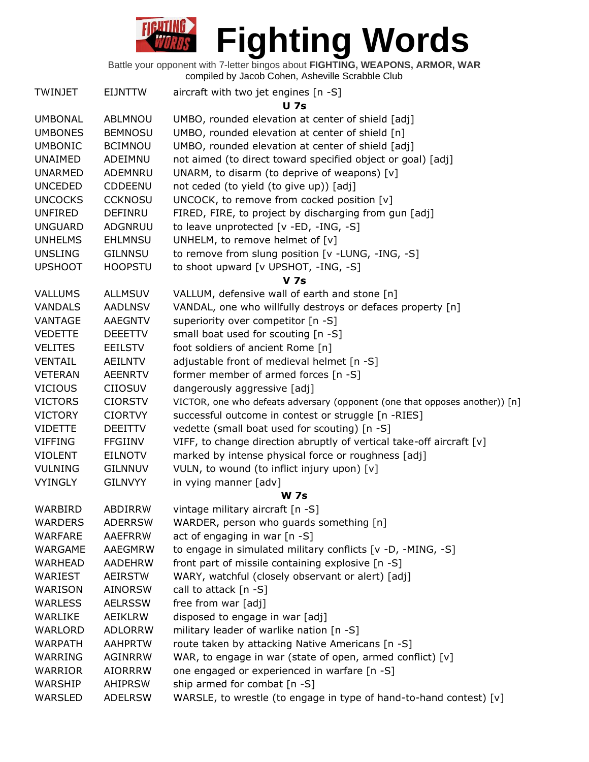# Fighting Words

Battle your opponent with 7-letter bingos about **FIGHTING, WEAPONS, ARMOR, WAR**
compiled by Jacob Cohen, Asheville Scrabble Club

| | | |
|---|---|---|
| TWINJET | EIJNTTW | aircraft with two jet engines [n -S] |
| | | **U 7s** |
| UMBONAL | ABLMNOU | UMBO, rounded elevation at center of shield [adj] |
| UMBONES | BEMNOSU | UMBO, rounded elevation at center of shield [n] |
| UMBONIC | BCIMNOU | UMBO, rounded elevation at center of shield [adj] |
| UNAIMED | ADEIMNU | not aimed (to direct toward specified object or goal) [adj] |
| UNARMED | ADEMNRU | UNARM, to disarm (to deprive of weapons) [v] |
| UNCEDED | CDDEENU | not ceded (to yield (to give up)) [adj] |
| UNCOCKS | CCKNOSU | UNCOCK, to remove from cocked position [v] |
| UNFIRED | DEFINRU | FIRED, FIRE, to project by discharging from gun [adj] |
| UNGUARD | ADGNRUU | to leave unprotected [v -ED, -ING, -S] |
| UNHELMS | EHLMNSU | UNHELM, to remove helmet of [v] |
| UNSLING | GILNNSU | to remove from slung position [v -LUNG, -ING, -S] |
| UPSHOOT | HOOPSTU | to shoot upward [v UPSHOT, -ING, -S] |
| | | **V 7s** |
| VALLUMS | ALLMSUV | VALLUM, defensive wall of earth and stone [n] |
| VANDALS | AADLNSV | VANDAL, one who willfully destroys or defaces property [n] |
| VANTAGE | AAEGNTV | superiority over competitor [n -S] |
| VEDETTE | DEEETTV | small boat used for scouting [n -S] |
| VELITES | EEILSTV | foot soldiers of ancient Rome [n] |
| VENTAIL | AEILNTV | adjustable front of medieval helmet [n -S] |
| VETERAN | AEENRTV | former member of armed forces [n -S] |
| VICIOUS | CIIOSUV | dangerously aggressive [adj] |
| VICTORS | CIORSTV | VICTOR, one who defeats adversary (opponent (one that opposes another)) [n] |
| VICTORY | CIORTVY | successful outcome in contest or struggle [n -RIES] |
| VIDETTE | DEEITTV | vedette (small boat used for scouting) [n -S] |
| VIFFING | FFGIINV | VIFF, to change direction abruptly of vertical take-off aircraft [v] |
| VIOLENT | EILNOTV | marked by intense physical force or roughness [adj] |
| VULNING | GILNNUV | VULN, to wound (to inflict injury upon) [v] |
| VYINGLY | GILNVYY | in vying manner [adv] |
| | | **W 7s** |
| WARBIRD | ABDIRRW | vintage military aircraft [n -S] |
| WARDERS | ADERRSW | WARDER, person who guards something [n] |
| WARFARE | AAEFRRW | act of engaging in war [n -S] |
| WARGAME | AAEGMRW | to engage in simulated military conflicts [v -D, -MING, -S] |
| WARHEAD | AADEHRW | front part of missile containing explosive [n -S] |
| WARIEST | AEIRSTW | WARY, watchful (closely observant or alert) [adj] |
| WARISON | AINORSW | call to attack [n -S] |
| WARLESS | AELRSSW | free from war [adj] |
| WARLIKE | AEIKLRW | disposed to engage in war [adj] |
| WARLORD | ADLORRW | military leader of warlike nation [n -S] |
| WARPATH | AAHPRTW | route taken by attacking Native Americans [n -S] |
| WARRING | AGINRRW | WAR, to engage in war (state of open, armed conflict) [v] |
| WARRIOR | AIORRRW | one engaged or experienced in warfare [n -S] |
| WARSHIP | AHIPRSW | ship armed for combat [n -S] |
| WARSLED | ADELRSW | WARSLE, to wrestle (to engage in type of hand-to-hand contest) [v] |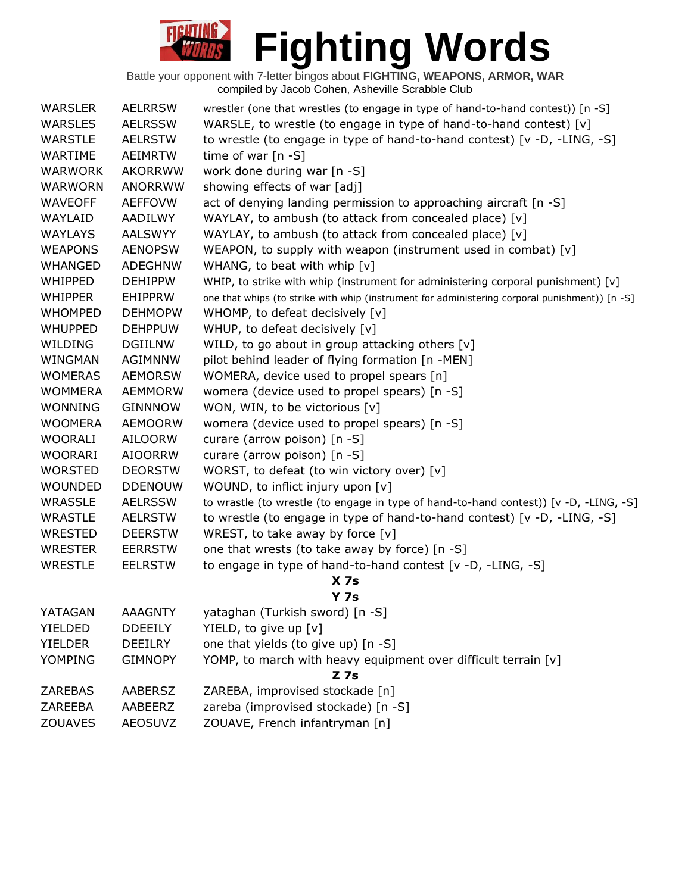# Fighting Words

Battle your opponent with 7-letter bingos about **FIGHTING, WEAPONS, ARMOR, WAR**
compiled by Jacob Cohen, Asheville Scrabble Club

| | | |
|---|---|---|
| WARSLER | AELRRSW | wrestler (one that wrestles (to engage in type of hand-to-hand contest)) [n -S] |
| WARSLES | AELRSSW | WARSLE, to wrestle (to engage in type of hand-to-hand contest) [v] |
| WARSTLE | AELRSTW | to wrestle (to engage in type of hand-to-hand contest) [v -D, -LING, -S] |
| WARTIME | AEIMRTW | time of war [n -S] |
| WARWORK | AKORRWW | work done during war [n -S] |
| WARWORN | ANORRWW | showing effects of war [adj] |
| WAVEOFF | AEFFOVW | act of denying landing permission to approaching aircraft [n -S] |
| WAYLAID | AADILWY | WAYLAY, to ambush (to attack from concealed place) [v] |
| WAYLAYS | AALSWYY | WAYLAY, to ambush (to attack from concealed place) [v] |
| WEAPONS | AENOPSW | WEAPON, to supply with weapon (instrument used in combat) [v] |
| WHANGED | ADEGHNW | WHANG, to beat with whip [v] |
| WHIPPED | DEHIPPW | WHIP, to strike with whip (instrument for administering corporal punishment) [v] |
| WHIPPER | EHIPPRW | one that whips (to strike with whip (instrument for administering corporal punishment)) [n -S] |
| WHOMPED | DEHMOPW | WHOMP, to defeat decisively [v] |
| WHUPPED | DEHPPUW | WHUP, to defeat decisively [v] |
| WILDING | DGIILNW | WILD, to go about in group attacking others [v] |
| WINGMAN | AGIMNNW | pilot behind leader of flying formation [n -MEN] |
| WOMERAS | AEMORSW | WOMERA, device used to propel spears [n] |
| WOMMERA | AEMMORW | womera (device used to propel spears) [n -S] |
| WONNING | GINNNOW | WON, WIN, to be victorious [v] |
| WOOMERA | AEMOORW | womera (device used to propel spears) [n -S] |
| WOORALI | AILOORW | curare (arrow poison) [n -S] |
| WOORARI | AIOORRW | curare (arrow poison) [n -S] |
| WORSTED | DEORSTW | WORST, to defeat (to win victory over) [v] |
| WOUNDED | DDENOUW | WOUND, to inflict injury upon [v] |
| WRASSLE | AELRSSW | to wrastle (to wrestle (to engage in type of hand-to-hand contest)) [v -D, -LING, -S] |
| WRASTLE | AELRSTW | to wrestle (to engage in type of hand-to-hand contest) [v -D, -LING, -S] |
| WRESTED | DEERSTW | WREST, to take away by force [v] |
| WRESTER | EERRSTW | one that wrests (to take away by force) [n -S] |
| WRESTLE | EELRSTW | to engage in type of hand-to-hand contest [v -D, -LING, -S] |

**X 7s**

**Y 7s**

| | | |
|---|---|---|
| YATAGAN | AAAGNTY | yataghan (Turkish sword) [n -S] |
| YIELDED | DDEEILY | YIELD, to give up [v] |
| YIELDER | DEEILRY | one that yields (to give up) [n -S] |
| YOMPING | GIMNOPY | YOMP, to march with heavy equipment over difficult terrain [v] |

**Z 7s**

| | | |
|---|---|---|
| ZAREBAS | AABERSZ | ZAREBA, improvised stockade [n] |
| ZAREEBA | AABEERZ | zareba (improvised stockade) [n -S] |
| ZOUAVES | AEOSUVZ | ZOUAVE, French infantryman [n] |